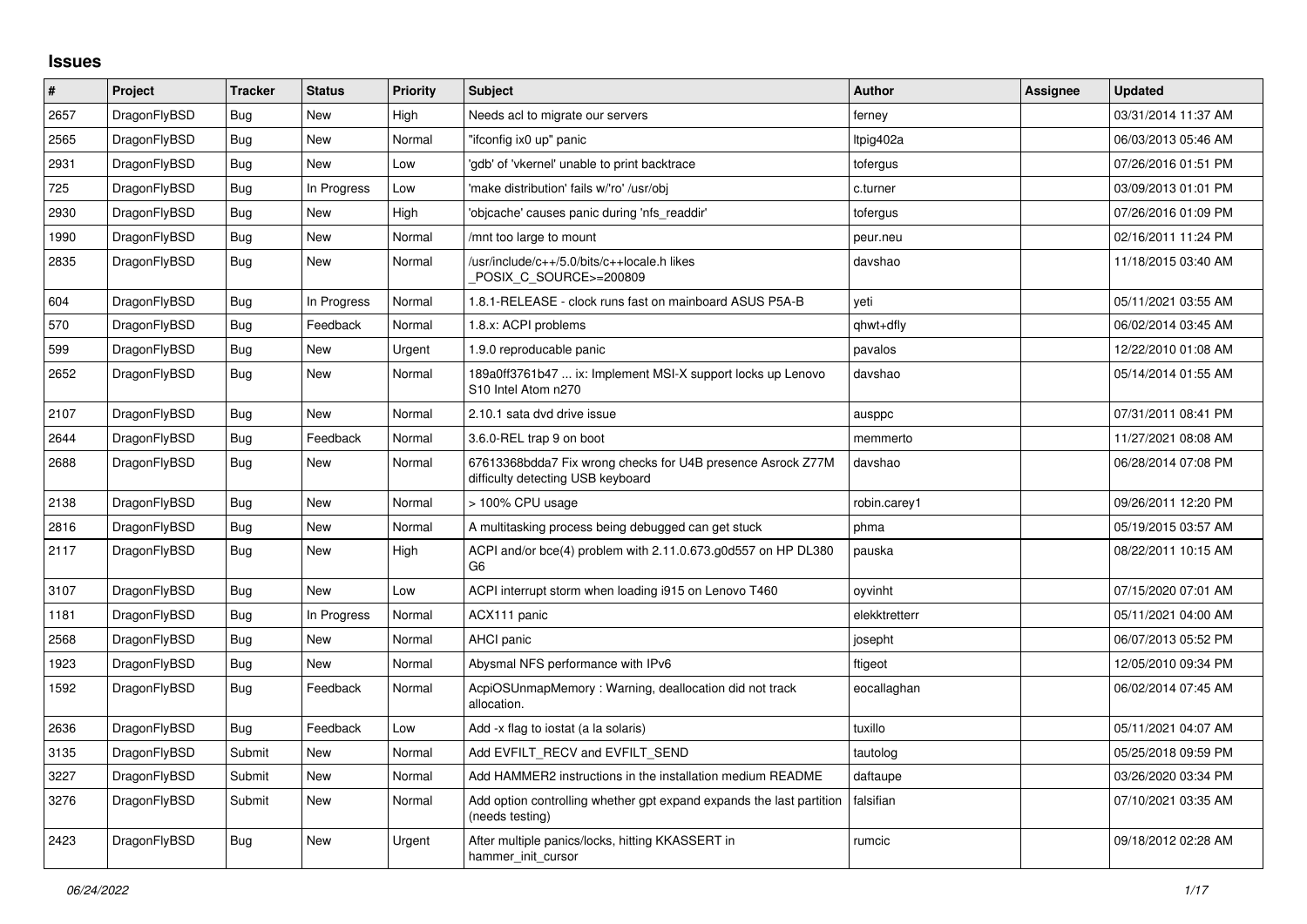# Issues

| # | Project | Tracker | Status | Priority | Subject | Author | Assignee | Updated |
|---|---|---|---|---|---|---|---|---|
| 2657 | DragonFlyBSD | Bug | New | High | Needs acl to migrate our servers | ferney | | 03/31/2014 11:37 AM |
| 2565 | DragonFlyBSD | Bug | New | Normal | "ifconfig ix0 up" panic | ltpig402a | | 06/03/2013 05:46 AM |
| 2931 | DragonFlyBSD | Bug | New | Low | 'gdb' of 'vkernel' unable to print backtrace | tofergus | | 07/26/2016 01:51 PM |
| 725 | DragonFlyBSD | Bug | In Progress | Low | 'make distribution' fails w/'ro' /usr/obj | c.turner | | 03/09/2013 01:01 PM |
| 2930 | DragonFlyBSD | Bug | New | High | 'objcache' causes panic during 'nfs_readdir' | tofergus | | 07/26/2016 01:09 PM |
| 1990 | DragonFlyBSD | Bug | New | Normal | /mnt too large to mount | peur.neu | | 02/16/2011 11:24 PM |
| 2835 | DragonFlyBSD | Bug | New | Normal | /usr/include/c++/5.0/bits/c++locale.h likes _POSIX_C_SOURCE>=200809 | davshao | | 11/18/2015 03:40 AM |
| 604 | DragonFlyBSD | Bug | In Progress | Normal | 1.8.1-RELEASE - clock runs fast on mainboard ASUS P5A-B | yeti | | 05/11/2021 03:55 AM |
| 570 | DragonFlyBSD | Bug | Feedback | Normal | 1.8.x: ACPI problems | qhwt+dfly | | 06/02/2014 03:45 AM |
| 599 | DragonFlyBSD | Bug | New | Urgent | 1.9.0 reproducable panic | pavalos | | 12/22/2010 01:08 AM |
| 2652 | DragonFlyBSD | Bug | New | Normal | 189a0ff3761b47 ... ix: Implement MSI-X support locks up Lenovo S10 Intel Atom n270 | davshao | | 05/14/2014 01:55 AM |
| 2107 | DragonFlyBSD | Bug | New | Normal | 2.10.1 sata dvd drive issue | ausppc | | 07/31/2011 08:41 PM |
| 2644 | DragonFlyBSD | Bug | Feedback | Normal | 3.6.0-REL trap 9 on boot | memmerto | | 11/27/2021 08:08 AM |
| 2688 | DragonFlyBSD | Bug | New | Normal | 67613368bdda7 Fix wrong checks for U4B presence Asrock Z77M difficulty detecting USB keyboard | davshao | | 06/28/2014 07:08 PM |
| 2138 | DragonFlyBSD | Bug | New | Normal | > 100% CPU usage | robin.carey1 | | 09/26/2011 12:20 PM |
| 2816 | DragonFlyBSD | Bug | New | Normal | A multitasking process being debugged can get stuck | phma | | 05/19/2015 03:57 AM |
| 2117 | DragonFlyBSD | Bug | New | High | ACPI and/or bce(4) problem with 2.11.0.673.g0d557 on HP DL380 G6 | pauska | | 08/22/2011 10:15 AM |
| 3107 | DragonFlyBSD | Bug | New | Low | ACPI interrupt storm when loading i915 on Lenovo T460 | oyvinht | | 07/15/2020 07:01 AM |
| 1181 | DragonFlyBSD | Bug | In Progress | Normal | ACX111 panic | elekktretterr | | 05/11/2021 04:00 AM |
| 2568 | DragonFlyBSD | Bug | New | Normal | AHCI panic | josepht | | 06/07/2013 05:52 PM |
| 1923 | DragonFlyBSD | Bug | New | Normal | Abysmal NFS performance with IPv6 | ftigeot | | 12/05/2010 09:34 PM |
| 1592 | DragonFlyBSD | Bug | Feedback | Normal | AcpiOSUnmapMemory : Warning, deallocation did not track allocation. | eocallaghan | | 06/02/2014 07:45 AM |
| 2636 | DragonFlyBSD | Bug | Feedback | Low | Add -x flag to iostat (a la solaris) | tuxillo | | 05/11/2021 04:07 AM |
| 3135 | DragonFlyBSD | Submit | New | Normal | Add EVFILT_RECV and EVFILT_SEND | tautolog | | 05/25/2018 09:59 PM |
| 3227 | DragonFlyBSD | Submit | New | Normal | Add HAMMER2 instructions in the installation medium README | daftaupe | | 03/26/2020 03:34 PM |
| 3276 | DragonFlyBSD | Submit | New | Normal | Add option controlling whether gpt expand expands the last partition (needs testing) | falsifian | | 07/10/2021 03:35 AM |
| 2423 | DragonFlyBSD | Bug | New | Urgent | After multiple panics/locks, hitting KKASSERT in hammer_init_cursor | rumcic | | 09/18/2012 02:28 AM |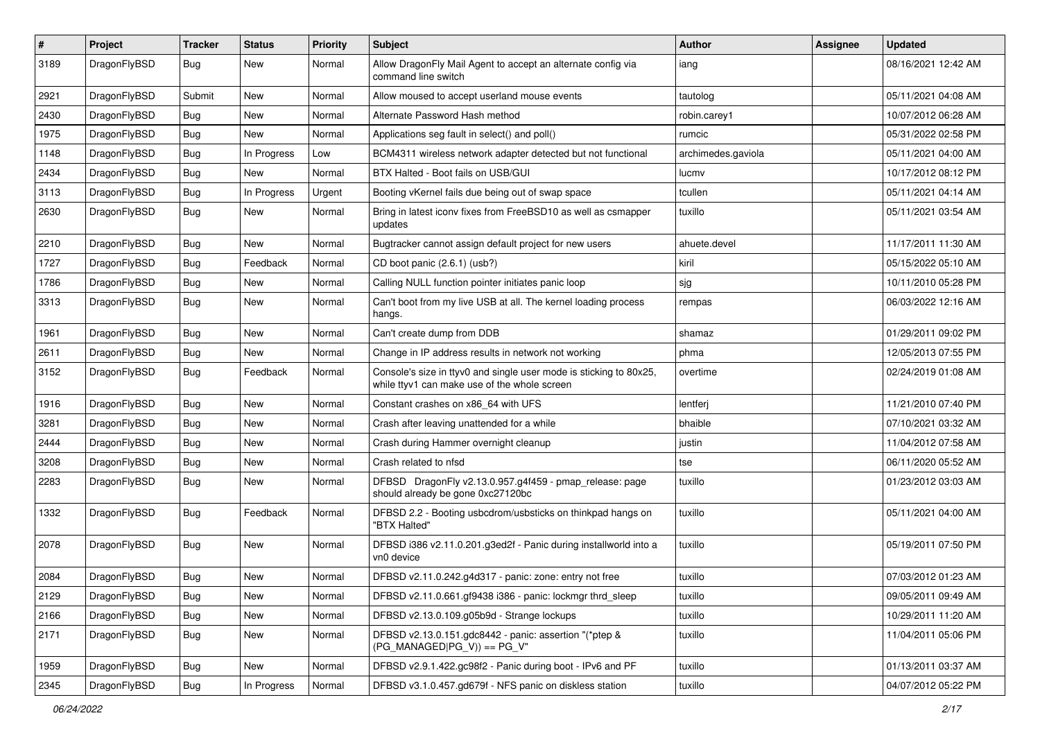| # | Project | Tracker | Status | Priority | Subject | Author | Assignee | Updated |
|---|---|---|---|---|---|---|---|---|
| 3189 | DragonFlyBSD | Bug | New | Normal | Allow DragonFly Mail Agent to accept an alternate config via command line switch | iang | | 08/16/2021 12:42 AM |
| 2921 | DragonFlyBSD | Submit | New | Normal | Allow moused to accept userland mouse events | tautolog | | 05/11/2021 04:08 AM |
| 2430 | DragonFlyBSD | Bug | New | Normal | Alternate Password Hash method | robin.carey1 | | 10/07/2012 06:28 AM |
| 1975 | DragonFlyBSD | Bug | New | Normal | Applications seg fault in select() and poll() | rumcic | | 05/31/2022 02:58 PM |
| 1148 | DragonFlyBSD | Bug | In Progress | Low | BCM4311 wireless network adapter detected but not functional | archimedes.gaviola | | 05/11/2021 04:00 AM |
| 2434 | DragonFlyBSD | Bug | New | Normal | BTX Halted - Boot fails on USB/GUI | lucmv | | 10/17/2012 08:12 PM |
| 3113 | DragonFlyBSD | Bug | In Progress | Urgent | Booting vKernel fails due being out of swap space | tcullen | | 05/11/2021 04:14 AM |
| 2630 | DragonFlyBSD | Bug | New | Normal | Bring in latest iconv fixes from FreeBSD10 as well as csmapper updates | tuxillo | | 05/11/2021 03:54 AM |
| 2210 | DragonFlyBSD | Bug | New | Normal | Bugtracker cannot assign default project for new users | ahuete.devel | | 11/17/2011 11:30 AM |
| 1727 | DragonFlyBSD | Bug | Feedback | Normal | CD boot panic (2.6.1) (usb?) | kiril | | 05/15/2022 05:10 AM |
| 1786 | DragonFlyBSD | Bug | New | Normal | Calling NULL function pointer initiates panic loop | sjg | | 10/11/2010 05:28 PM |
| 3313 | DragonFlyBSD | Bug | New | Normal | Can't boot from my live USB at all. The kernel loading process hangs. | rempas | | 06/03/2022 12:16 AM |
| 1961 | DragonFlyBSD | Bug | New | Normal | Can't create dump from DDB | shamaz | | 01/29/2011 09:02 PM |
| 2611 | DragonFlyBSD | Bug | New | Normal | Change in IP address results in network not working | phma | | 12/05/2013 07:55 PM |
| 3152 | DragonFlyBSD | Bug | Feedback | Normal | Console's size in ttyv0 and single user mode is sticking to 80x25, while ttyv1 can make use of the whole screen | overtime | | 02/24/2019 01:08 AM |
| 1916 | DragonFlyBSD | Bug | New | Normal | Constant crashes on x86_64 with UFS | lentferj | | 11/21/2010 07:40 PM |
| 3281 | DragonFlyBSD | Bug | New | Normal | Crash after leaving unattended for a while | bhaible | | 07/10/2021 03:32 AM |
| 2444 | DragonFlyBSD | Bug | New | Normal | Crash during Hammer overnight cleanup | justin | | 11/04/2012 07:58 AM |
| 3208 | DragonFlyBSD | Bug | New | Normal | Crash related to nfsd | tse | | 06/11/2020 05:52 AM |
| 2283 | DragonFlyBSD | Bug | New | Normal | DFBSD DragonFly v2.13.0.957.g4f459 - pmap_release: page should already be gone 0xc27120bc | tuxillo | | 01/23/2012 03:03 AM |
| 1332 | DragonFlyBSD | Bug | Feedback | Normal | DFBSD 2.2 - Booting usbcdrom/usbsticks on thinkpad hangs on "BTX Halted" | tuxillo | | 05/11/2021 04:00 AM |
| 2078 | DragonFlyBSD | Bug | New | Normal | DFBSD i386 v2.11.0.201.g3ed2f - Panic during installworld into a vn0 device | tuxillo | | 05/19/2011 07:50 PM |
| 2084 | DragonFlyBSD | Bug | New | Normal | DFBSD v2.11.0.242.g4d317 - panic: zone: entry not free | tuxillo | | 07/03/2012 01:23 AM |
| 2129 | DragonFlyBSD | Bug | New | Normal | DFBSD v2.11.0.661.gf9438 i386 - panic: lockmgr thrd_sleep | tuxillo | | 09/05/2011 09:49 AM |
| 2166 | DragonFlyBSD | Bug | New | Normal | DFBSD v2.13.0.109.g05b9d - Strange lockups | tuxillo | | 10/29/2011 11:20 AM |
| 2171 | DragonFlyBSD | Bug | New | Normal | DFBSD v2.13.0.151.gdc8442 - panic: assertion "(*ptep & (PG_MANAGED\|PG_V)) == PG_V" | tuxillo | | 11/04/2011 05:06 PM |
| 1959 | DragonFlyBSD | Bug | New | Normal | DFBSD v2.9.1.422.gc98f2 - Panic during boot - IPv6 and PF | tuxillo | | 01/13/2011 03:37 AM |
| 2345 | DragonFlyBSD | Bug | In Progress | Normal | DFBSD v3.1.0.457.gd679f - NFS panic on diskless station | tuxillo | | 04/07/2012 05:22 PM |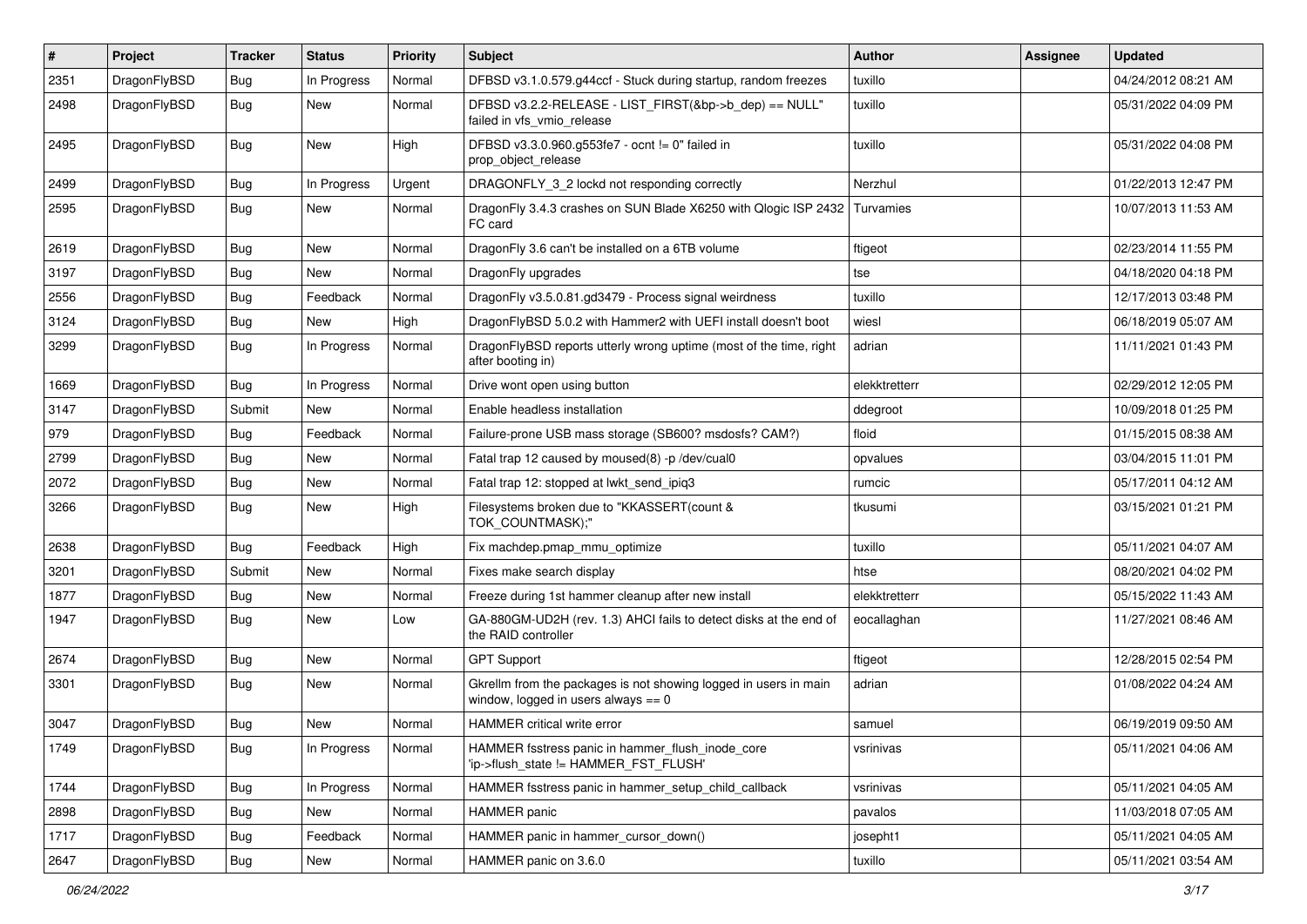| # | Project | Tracker | Status | Priority | Subject | Author | Assignee | Updated |
|---|---|---|---|---|---|---|---|---|
| 2351 | DragonFlyBSD | Bug | In Progress | Normal | DFBSD v3.1.0.579.g44ccf - Stuck during startup, random freezes | tuxillo | | 04/24/2012 08:21 AM |
| 2498 | DragonFlyBSD | Bug | New | Normal | DFBSD v3.2.2-RELEASE - LIST_FIRST(&bp->b_dep) == NULL" failed in vfs_vmio_release | tuxillo | | 05/31/2022 04:09 PM |
| 2495 | DragonFlyBSD | Bug | New | High | DFBSD v3.3.0.960.g553fe7 - ocnt != 0" failed in prop_object_release | tuxillo | | 05/31/2022 04:08 PM |
| 2499 | DragonFlyBSD | Bug | In Progress | Urgent | DRAGONFLY_3_2 lockd not responding correctly | Nerzhul | | 01/22/2013 12:47 PM |
| 2595 | DragonFlyBSD | Bug | New | Normal | DragonFly 3.4.3 crashes on SUN Blade X6250 with Qlogic ISP 2432 FC card | Turvamies | | 10/07/2013 11:53 AM |
| 2619 | DragonFlyBSD | Bug | New | Normal | DragonFly 3.6 can't be installed on a 6TB volume | ftigeot | | 02/23/2014 11:55 PM |
| 3197 | DragonFlyBSD | Bug | New | Normal | DragonFly upgrades | tse | | 04/18/2020 04:18 PM |
| 2556 | DragonFlyBSD | Bug | Feedback | Normal | DragonFly v3.5.0.81.gd3479 - Process signal weirdness | tuxillo | | 12/17/2013 03:48 PM |
| 3124 | DragonFlyBSD | Bug | New | High | DragonFlyBSD 5.0.2 with Hammer2 with UEFI install doesn't boot | wiesl | | 06/18/2019 05:07 AM |
| 3299 | DragonFlyBSD | Bug | In Progress | Normal | DragonFlyBSD reports utterly wrong uptime (most of the time, right after booting in) | adrian | | 11/11/2021 01:43 PM |
| 1669 | DragonFlyBSD | Bug | In Progress | Normal | Drive wont open using button | elekktretterr | | 02/29/2012 12:05 PM |
| 3147 | DragonFlyBSD | Submit | New | Normal | Enable headless installation | ddegroot | | 10/09/2018 01:25 PM |
| 979 | DragonFlyBSD | Bug | Feedback | Normal | Failure-prone USB mass storage (SB600? msdosfs? CAM?) | floid | | 01/15/2015 08:38 AM |
| 2799 | DragonFlyBSD | Bug | New | Normal | Fatal trap 12 caused by moused(8) -p /dev/cual0 | opvalues | | 03/04/2015 11:01 PM |
| 2072 | DragonFlyBSD | Bug | New | Normal | Fatal trap 12: stopped at lwkt_send_ipiq3 | rumcic | | 05/17/2011 04:12 AM |
| 3266 | DragonFlyBSD | Bug | New | High | Filesystems broken due to "KKASSERT(count & TOK_COUNTMASK);" | tkusumi | | 03/15/2021 01:21 PM |
| 2638 | DragonFlyBSD | Bug | Feedback | High | Fix machdep.pmap_mmu_optimize | tuxillo | | 05/11/2021 04:07 AM |
| 3201 | DragonFlyBSD | Submit | New | Normal | Fixes make search display | htse | | 08/20/2021 04:02 PM |
| 1877 | DragonFlyBSD | Bug | New | Normal | Freeze during 1st hammer cleanup after new install | elekktretterr | | 05/15/2022 11:43 AM |
| 1947 | DragonFlyBSD | Bug | New | Low | GA-880GM-UD2H (rev. 1.3) AHCI fails to detect disks at the end of the RAID controller | eocallaghan | | 11/27/2021 08:46 AM |
| 2674 | DragonFlyBSD | Bug | New | Normal | GPT Support | ftigeot | | 12/28/2015 02:54 PM |
| 3301 | DragonFlyBSD | Bug | New | Normal | Gkrellm from the packages is not showing logged in users in main window, logged in users always == 0 | adrian | | 01/08/2022 04:24 AM |
| 3047 | DragonFlyBSD | Bug | New | Normal | HAMMER critical write error | samuel | | 06/19/2019 09:50 AM |
| 1749 | DragonFlyBSD | Bug | In Progress | Normal | HAMMER fsstress panic in hammer_flush_inode_core 'ip->flush_state != HAMMER_FST_FLUSH' | vsrinivas | | 05/11/2021 04:06 AM |
| 1744 | DragonFlyBSD | Bug | In Progress | Normal | HAMMER fsstress panic in hammer_setup_child_callback | vsrinivas | | 05/11/2021 04:05 AM |
| 2898 | DragonFlyBSD | Bug | New | Normal | HAMMER panic | pavalos | | 11/03/2018 07:05 AM |
| 1717 | DragonFlyBSD | Bug | Feedback | Normal | HAMMER panic in hammer_cursor_down() | josepht1 | | 05/11/2021 04:05 AM |
| 2647 | DragonFlyBSD | Bug | New | Normal | HAMMER panic on 3.6.0 | tuxillo | | 05/11/2021 03:54 AM |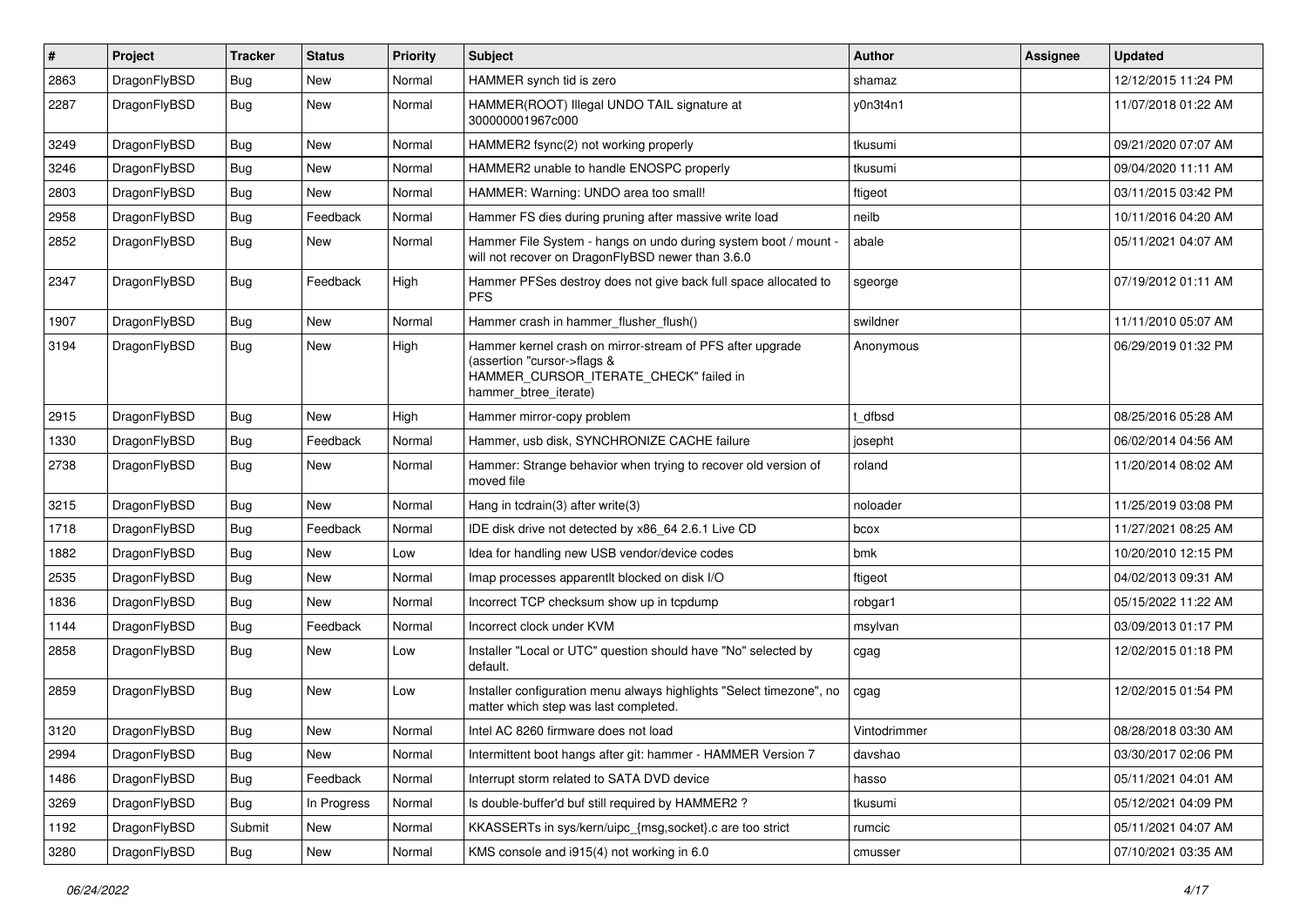| # | Project | Tracker | Status | Priority | Subject | Author | Assignee | Updated |
|---|---|---|---|---|---|---|---|---|
| 2863 | DragonFlyBSD | Bug | New | Normal | HAMMER synch tid is zero | shamaz | | 12/12/2015 11:24 PM |
| 2287 | DragonFlyBSD | Bug | New | Normal | HAMMER(ROOT) Illegal UNDO TAIL signature at 300000001967c000 | y0n3t4n1 | | 11/07/2018 01:22 AM |
| 3249 | DragonFlyBSD | Bug | New | Normal | HAMMER2 fsync(2) not working properly | tkusumi | | 09/21/2020 07:07 AM |
| 3246 | DragonFlyBSD | Bug | New | Normal | HAMMER2 unable to handle ENOSPC properly | tkusumi | | 09/04/2020 11:11 AM |
| 2803 | DragonFlyBSD | Bug | New | Normal | HAMMER: Warning: UNDO area too small! | ftigeot | | 03/11/2015 03:42 PM |
| 2958 | DragonFlyBSD | Bug | Feedback | Normal | Hammer FS dies during pruning after massive write load | neilb | | 10/11/2016 04:20 AM |
| 2852 | DragonFlyBSD | Bug | New | Normal | Hammer File System - hangs on undo during system boot / mount - will not recover on DragonFlyBSD newer than 3.6.0 | abale | | 05/11/2021 04:07 AM |
| 2347 | DragonFlyBSD | Bug | Feedback | High | Hammer PFSes destroy does not give back full space allocated to PFS | sgeorge | | 07/19/2012 01:11 AM |
| 1907 | DragonFlyBSD | Bug | New | Normal | Hammer crash in hammer_flusher_flush() | swildner | | 11/11/2010 05:07 AM |
| 3194 | DragonFlyBSD | Bug | New | High | Hammer kernel crash on mirror-stream of PFS after upgrade (assertion "cursor->flags & HAMMER_CURSOR_ITERATE_CHECK" failed in hammer_btree_iterate) | Anonymous | | 06/29/2019 01:32 PM |
| 2915 | DragonFlyBSD | Bug | New | High | Hammer mirror-copy problem | t_dfbsd | | 08/25/2016 05:28 AM |
| 1330 | DragonFlyBSD | Bug | Feedback | Normal | Hammer, usb disk, SYNCHRONIZE CACHE failure | josepht | | 06/02/2014 04:56 AM |
| 2738 | DragonFlyBSD | Bug | New | Normal | Hammer: Strange behavior when trying to recover old version of moved file | roland | | 11/20/2014 08:02 AM |
| 3215 | DragonFlyBSD | Bug | New | Normal | Hang in tcdrain(3) after write(3) | noloader | | 11/25/2019 03:08 PM |
| 1718 | DragonFlyBSD | Bug | Feedback | Normal | IDE disk drive not detected by x86_64 2.6.1 Live CD | bcox | | 11/27/2021 08:25 AM |
| 1882 | DragonFlyBSD | Bug | New | Low | Idea for handling new USB vendor/device codes | bmk | | 10/20/2010 12:15 PM |
| 2535 | DragonFlyBSD | Bug | New | Normal | Imap processes apparentlt blocked on disk I/O | ftigeot | | 04/02/2013 09:31 AM |
| 1836 | DragonFlyBSD | Bug | New | Normal | Incorrect TCP checksum show up in tcpdump | robgar1 | | 05/15/2022 11:22 AM |
| 1144 | DragonFlyBSD | Bug | Feedback | Normal | Incorrect clock under KVM | msylvan | | 03/09/2013 01:17 PM |
| 2858 | DragonFlyBSD | Bug | New | Low | Installer "Local or UTC" question should have "No" selected by default. | cgag | | 12/02/2015 01:18 PM |
| 2859 | DragonFlyBSD | Bug | New | Low | Installer configuration menu always highlights "Select timezone", no matter which step was last completed. | cgag | | 12/02/2015 01:54 PM |
| 3120 | DragonFlyBSD | Bug | New | Normal | Intel AC 8260 firmware does not load | Vintodrimmer | | 08/28/2018 03:30 AM |
| 2994 | DragonFlyBSD | Bug | New | Normal | Intermittent boot hangs after git: hammer - HAMMER Version 7 | davshao | | 03/30/2017 02:06 PM |
| 1486 | DragonFlyBSD | Bug | Feedback | Normal | Interrupt storm related to SATA DVD device | hasso | | 05/11/2021 04:01 AM |
| 3269 | DragonFlyBSD | Bug | In Progress | Normal | Is double-buffer'd buf still required by HAMMER2 ? | tkusumi | | 05/12/2021 04:09 PM |
| 1192 | DragonFlyBSD | Submit | New | Normal | KKASSERTs in sys/kern/uipc_{msg,socket}.c are too strict | rumcic | | 05/11/2021 04:07 AM |
| 3280 | DragonFlyBSD | Bug | New | Normal | KMS console and i915(4) not working in 6.0 | cmusser | | 07/10/2021 03:35 AM |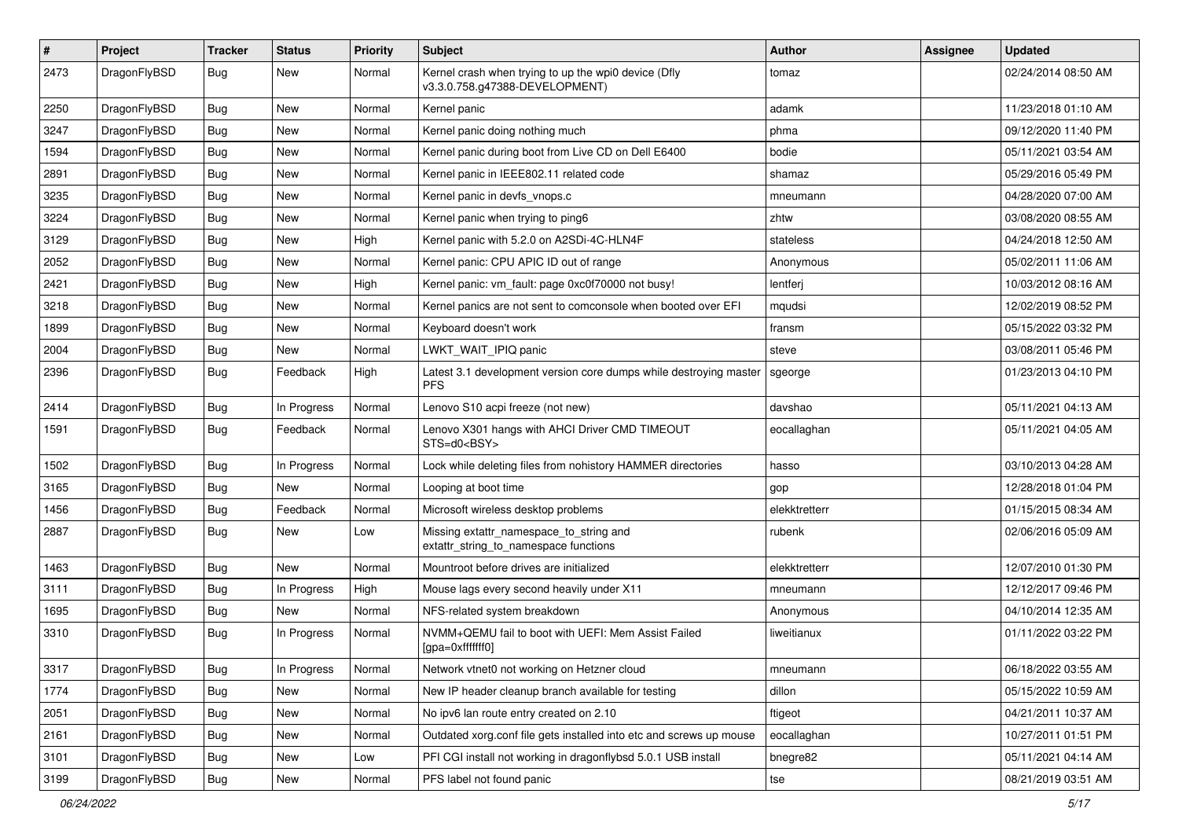| # | Project | Tracker | Status | Priority | Subject | Author | Assignee | Updated |
|---|---|---|---|---|---|---|---|---|
| 2473 | DragonFlyBSD | Bug | New | Normal | Kernel crash when trying to up the wpi0 device (Dfly v3.3.0.758.g47388-DEVELOPMENT) | tomaz | | 02/24/2014 08:50 AM |
| 2250 | DragonFlyBSD | Bug | New | Normal | Kernel panic | adamk | | 11/23/2018 01:10 AM |
| 3247 | DragonFlyBSD | Bug | New | Normal | Kernel panic doing nothing much | phma | | 09/12/2020 11:40 PM |
| 1594 | DragonFlyBSD | Bug | New | Normal | Kernel panic during boot from Live CD on Dell E6400 | bodie | | 05/11/2021 03:54 AM |
| 2891 | DragonFlyBSD | Bug | New | Normal | Kernel panic in IEEE802.11 related code | shamaz | | 05/29/2016 05:49 PM |
| 3235 | DragonFlyBSD | Bug | New | Normal | Kernel panic in devfs_vnops.c | mneumann | | 04/28/2020 07:00 AM |
| 3224 | DragonFlyBSD | Bug | New | Normal | Kernel panic when trying to ping6 | zhtw | | 03/08/2020 08:55 AM |
| 3129 | DragonFlyBSD | Bug | New | High | Kernel panic with 5.2.0 on A2SDi-4C-HLN4F | stateless | | 04/24/2018 12:50 AM |
| 2052 | DragonFlyBSD | Bug | New | Normal | Kernel panic: CPU APIC ID out of range | Anonymous | | 05/02/2011 11:06 AM |
| 2421 | DragonFlyBSD | Bug | New | High | Kernel panic: vm_fault: page 0xc0f70000 not busy! | lentferj | | 10/03/2012 08:16 AM |
| 3218 | DragonFlyBSD | Bug | New | Normal | Kernel panics are not sent to comconsole when booted over EFI | mqudsi | | 12/02/2019 08:52 PM |
| 1899 | DragonFlyBSD | Bug | New | Normal | Keyboard doesn't work | fransm | | 05/15/2022 03:32 PM |
| 2004 | DragonFlyBSD | Bug | New | Normal | LWKT_WAIT_IPIQ panic | steve | | 03/08/2011 05:46 PM |
| 2396 | DragonFlyBSD | Bug | Feedback | High | Latest 3.1 development version core dumps while destroying master PFS | sgeorge | | 01/23/2013 04:10 PM |
| 2414 | DragonFlyBSD | Bug | In Progress | Normal | Lenovo S10 acpi freeze (not new) | davshao | | 05/11/2021 04:13 AM |
| 1591 | DragonFlyBSD | Bug | Feedback | Normal | Lenovo X301 hangs with AHCI Driver CMD TIMEOUT STS=d0<BSY> | eocallaghan | | 05/11/2021 04:05 AM |
| 1502 | DragonFlyBSD | Bug | In Progress | Normal | Lock while deleting files from nohistory HAMMER directories | hasso | | 03/10/2013 04:28 AM |
| 3165 | DragonFlyBSD | Bug | New | Normal | Looping at boot time | gop | | 12/28/2018 01:04 PM |
| 1456 | DragonFlyBSD | Bug | Feedback | Normal | Microsoft wireless desktop problems | elekktretterr | | 01/15/2015 08:34 AM |
| 2887 | DragonFlyBSD | Bug | New | Low | Missing extattr_namespace_to_string and extattr_string_to_namespace functions | rubenk | | 02/06/2016 05:09 AM |
| 1463 | DragonFlyBSD | Bug | New | Normal | Mountroot before drives are initialized | elekktretterr | | 12/07/2010 01:30 PM |
| 3111 | DragonFlyBSD | Bug | In Progress | High | Mouse lags every second heavily under X11 | mneumann | | 12/12/2017 09:46 PM |
| 1695 | DragonFlyBSD | Bug | New | Normal | NFS-related system breakdown | Anonymous | | 04/10/2014 12:35 AM |
| 3310 | DragonFlyBSD | Bug | In Progress | Normal | NVMM+QEMU fail to boot with UEFI: Mem Assist Failed [gpa=0xfffffff0] | liweitianux | | 01/11/2022 03:22 PM |
| 3317 | DragonFlyBSD | Bug | In Progress | Normal | Network vtnet0 not working on Hetzner cloud | mneumann | | 06/18/2022 03:55 AM |
| 1774 | DragonFlyBSD | Bug | New | Normal | New IP header cleanup branch available for testing | dillon | | 05/15/2022 10:59 AM |
| 2051 | DragonFlyBSD | Bug | New | Normal | No ipv6 lan route entry created on 2.10 | ftigeot | | 04/21/2011 10:37 AM |
| 2161 | DragonFlyBSD | Bug | New | Normal | Outdated xorg.conf file gets installed into etc and screws up mouse | eocallaghan | | 10/27/2011 01:51 PM |
| 3101 | DragonFlyBSD | Bug | New | Low | PFI CGI install not working in dragonflybsd 5.0.1 USB install | bnegre82 | | 05/11/2021 04:14 AM |
| 3199 | DragonFlyBSD | Bug | New | Normal | PFS label not found panic | tse | | 08/21/2019 03:51 AM |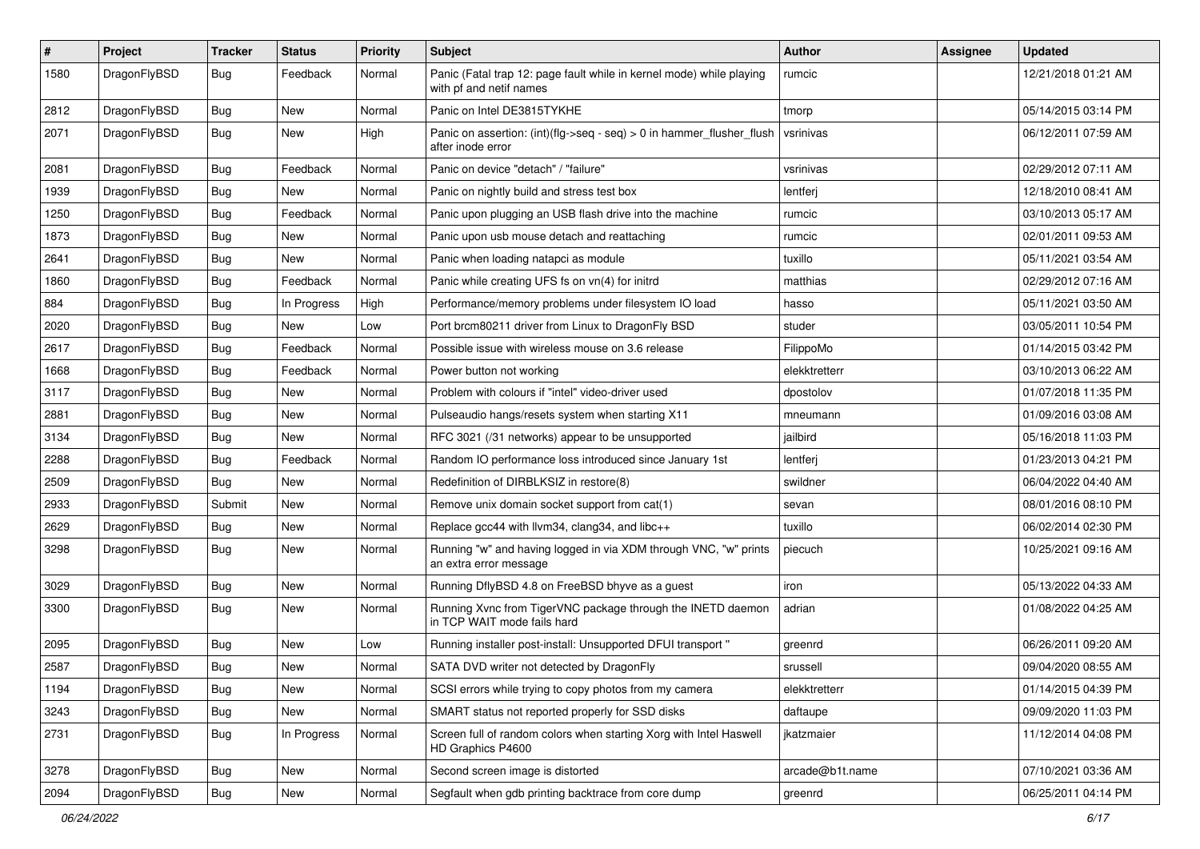| # | Project | Tracker | Status | Priority | Subject | Author | Assignee | Updated |
|---|---|---|---|---|---|---|---|---|
| 1580 | DragonFlyBSD | Bug | Feedback | Normal | Panic (Fatal trap 12: page fault while in kernel mode) while playing with pf and netif names | rumcic | | 12/21/2018 01:21 AM |
| 2812 | DragonFlyBSD | Bug | New | Normal | Panic on Intel DE3815TYKHE | tmorp | | 05/14/2015 03:14 PM |
| 2071 | DragonFlyBSD | Bug | New | High | Panic on assertion: (int)(flg->seq - seq) > 0 in hammer_flusher_flush after inode error | vsrinivas | | 06/12/2011 07:59 AM |
| 2081 | DragonFlyBSD | Bug | Feedback | Normal | Panic on device "detach" / "failure" | vsrinivas | | 02/29/2012 07:11 AM |
| 1939 | DragonFlyBSD | Bug | New | Normal | Panic on nightly build and stress test box | lentferj | | 12/18/2010 08:41 AM |
| 1250 | DragonFlyBSD | Bug | Feedback | Normal | Panic upon plugging an USB flash drive into the machine | rumcic | | 03/10/2013 05:17 AM |
| 1873 | DragonFlyBSD | Bug | New | Normal | Panic upon usb mouse detach and reattaching | rumcic | | 02/01/2011 09:53 AM |
| 2641 | DragonFlyBSD | Bug | New | Normal | Panic when loading natapci as module | tuxillo | | 05/11/2021 03:54 AM |
| 1860 | DragonFlyBSD | Bug | Feedback | Normal | Panic while creating UFS fs on vn(4) for initrd | matthias | | 02/29/2012 07:16 AM |
| 884 | DragonFlyBSD | Bug | In Progress | High | Performance/memory problems under filesystem IO load | hasso | | 05/11/2021 03:50 AM |
| 2020 | DragonFlyBSD | Bug | New | Low | Port brcm80211 driver from Linux to DragonFly BSD | studer | | 03/05/2011 10:54 PM |
| 2617 | DragonFlyBSD | Bug | Feedback | Normal | Possible issue with wireless mouse on 3.6 release | FilippoMo | | 01/14/2015 03:42 PM |
| 1668 | DragonFlyBSD | Bug | Feedback | Normal | Power button not working | elekktretterr | | 03/10/2013 06:22 AM |
| 3117 | DragonFlyBSD | Bug | New | Normal | Problem with colours if "intel" video-driver used | dpostolov | | 01/07/2018 11:35 PM |
| 2881 | DragonFlyBSD | Bug | New | Normal | Pulseaudio hangs/resets system when starting X11 | mneumann | | 01/09/2016 03:08 AM |
| 3134 | DragonFlyBSD | Bug | New | Normal | RFC 3021 (/31 networks) appear to be unsupported | jailbird | | 05/16/2018 11:03 PM |
| 2288 | DragonFlyBSD | Bug | Feedback | Normal | Random IO performance loss introduced since January 1st | lentferj | | 01/23/2013 04:21 PM |
| 2509 | DragonFlyBSD | Bug | New | Normal | Redefinition of DIRBLKSIZ in restore(8) | swildner | | 06/04/2022 04:40 AM |
| 2933 | DragonFlyBSD | Submit | New | Normal | Remove unix domain socket support from cat(1) | sevan | | 08/01/2016 08:10 PM |
| 2629 | DragonFlyBSD | Bug | New | Normal | Replace gcc44 with llvm34, clang34, and libc++ | tuxillo | | 06/02/2014 02:30 PM |
| 3298 | DragonFlyBSD | Bug | New | Normal | Running "w" and having logged in via XDM through VNC, "w" prints an extra error message | piecuch | | 10/25/2021 09:16 AM |
| 3029 | DragonFlyBSD | Bug | New | Normal | Running DflyBSD 4.8 on FreeBSD bhyve as a guest | iron | | 05/13/2022 04:33 AM |
| 3300 | DragonFlyBSD | Bug | New | Normal | Running Xvnc from TigerVNC package through the INETD daemon in TCP WAIT mode fails hard | adrian | | 01/08/2022 04:25 AM |
| 2095 | DragonFlyBSD | Bug | New | Low | Running installer post-install: Unsupported DFUI transport " | greenrd | | 06/26/2011 09:20 AM |
| 2587 | DragonFlyBSD | Bug | New | Normal | SATA DVD writer not detected by DragonFly | srussell | | 09/04/2020 08:55 AM |
| 1194 | DragonFlyBSD | Bug | New | Normal | SCSI errors while trying to copy photos from my camera | elekktretterr | | 01/14/2015 04:39 PM |
| 3243 | DragonFlyBSD | Bug | New | Normal | SMART status not reported properly for SSD disks | daftaupe | | 09/09/2020 11:03 PM |
| 2731 | DragonFlyBSD | Bug | In Progress | Normal | Screen full of random colors when starting Xorg with Intel Haswell HD Graphics P4600 | jkatzmaier | | 11/12/2014 04:08 PM |
| 3278 | DragonFlyBSD | Bug | New | Normal | Second screen image is distorted | arcade@b1t.name | | 07/10/2021 03:36 AM |
| 2094 | DragonFlyBSD | Bug | New | Normal | Segfault when gdb printing backtrace from core dump | greenrd | | 06/25/2011 04:14 PM |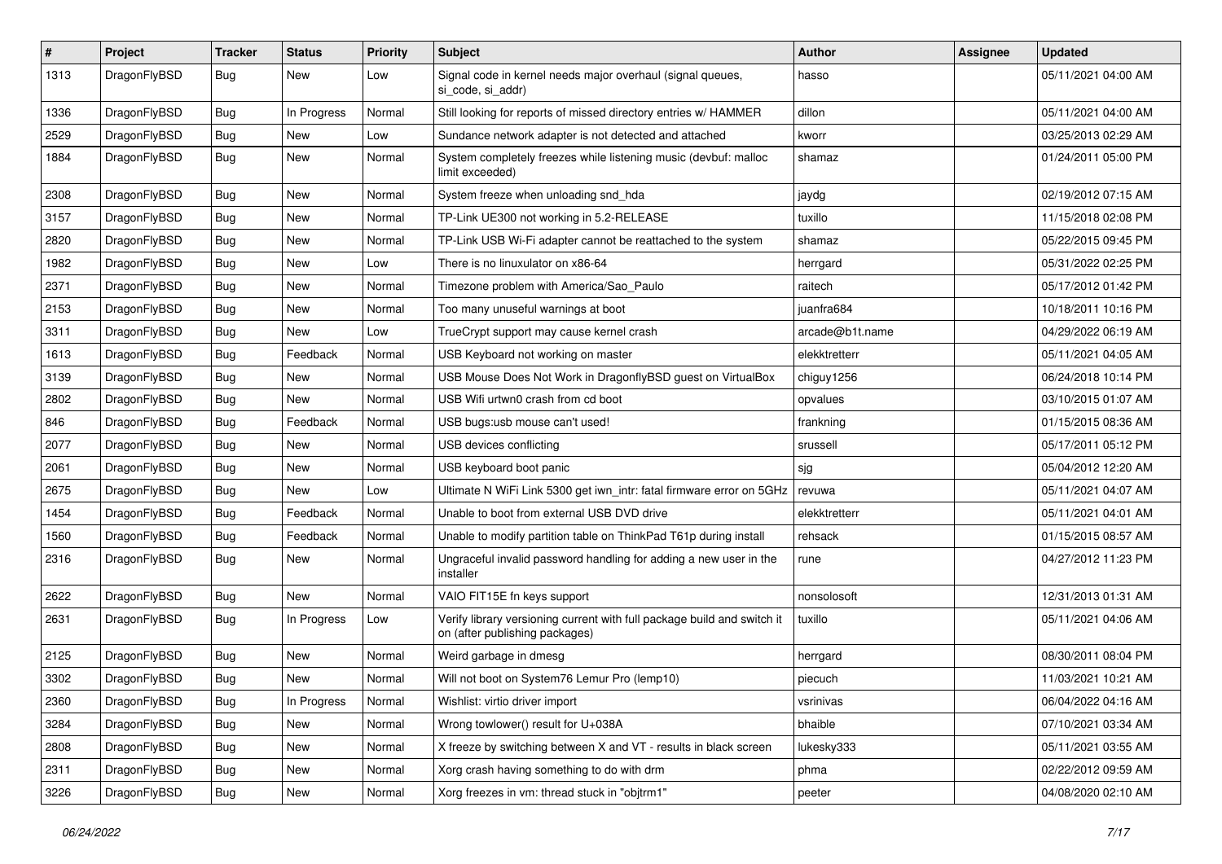| # | Project | Tracker | Status | Priority | Subject | Author | Assignee | Updated |
|---|---|---|---|---|---|---|---|---|
| 1313 | DragonFlyBSD | Bug | New | Low | Signal code in kernel needs major overhaul (signal queues, si_code, si_addr) | hasso | | 05/11/2021 04:00 AM |
| 1336 | DragonFlyBSD | Bug | In Progress | Normal | Still looking for reports of missed directory entries w/ HAMMER | dillon | | 05/11/2021 04:00 AM |
| 2529 | DragonFlyBSD | Bug | New | Low | Sundance network adapter is not detected and attached | kworr | | 03/25/2013 02:29 AM |
| 1884 | DragonFlyBSD | Bug | New | Normal | System completely freezes while listening music (devbuf: malloc limit exceeded) | shamaz | | 01/24/2011 05:00 PM |
| 2308 | DragonFlyBSD | Bug | New | Normal | System freeze when unloading snd_hda | jaydg | | 02/19/2012 07:15 AM |
| 3157 | DragonFlyBSD | Bug | New | Normal | TP-Link UE300 not working in 5.2-RELEASE | tuxillo | | 11/15/2018 02:08 PM |
| 2820 | DragonFlyBSD | Bug | New | Normal | TP-Link USB Wi-Fi adapter cannot be reattached to the system | shamaz | | 05/22/2015 09:45 PM |
| 1982 | DragonFlyBSD | Bug | New | Low | There is no linuxulator on x86-64 | herrgard | | 05/31/2022 02:25 PM |
| 2371 | DragonFlyBSD | Bug | New | Normal | Timezone problem with America/Sao_Paulo | raitech | | 05/17/2012 01:42 PM |
| 2153 | DragonFlyBSD | Bug | New | Normal | Too many unuseful warnings at boot | juanfra684 | | 10/18/2011 10:16 PM |
| 3311 | DragonFlyBSD | Bug | New | Low | TrueCrypt support may cause kernel crash | arcade@b1t.name | | 04/29/2022 06:19 AM |
| 1613 | DragonFlyBSD | Bug | Feedback | Normal | USB Keyboard not working on master | elekktretterr | | 05/11/2021 04:05 AM |
| 3139 | DragonFlyBSD | Bug | New | Normal | USB Mouse Does Not Work in DragonflyBSD guest on VirtualBox | chiguy1256 | | 06/24/2018 10:14 PM |
| 2802 | DragonFlyBSD | Bug | New | Normal | USB Wifi urtwn0 crash from cd boot | opvalues | | 03/10/2015 01:07 AM |
| 846 | DragonFlyBSD | Bug | Feedback | Normal | USB bugs:usb mouse can't used! | frankning | | 01/15/2015 08:36 AM |
| 2077 | DragonFlyBSD | Bug | New | Normal | USB devices conflicting | srussell | | 05/17/2011 05:12 PM |
| 2061 | DragonFlyBSD | Bug | New | Normal | USB keyboard boot panic | sjg | | 05/04/2012 12:20 AM |
| 2675 | DragonFlyBSD | Bug | New | Low | Ultimate N WiFi Link 5300 get iwn_intr: fatal firmware error on 5GHz | revuwa | | 05/11/2021 04:07 AM |
| 1454 | DragonFlyBSD | Bug | Feedback | Normal | Unable to boot from external USB DVD drive | elekktretterr | | 05/11/2021 04:01 AM |
| 1560 | DragonFlyBSD | Bug | Feedback | Normal | Unable to modify partition table on ThinkPad T61p during install | rehsack | | 01/15/2015 08:57 AM |
| 2316 | DragonFlyBSD | Bug | New | Normal | Ungraceful invalid password handling for adding a new user in the installer | rune | | 04/27/2012 11:23 PM |
| 2622 | DragonFlyBSD | Bug | New | Normal | VAIO FIT15E fn keys support | nonsolosoft | | 12/31/2013 01:31 AM |
| 2631 | DragonFlyBSD | Bug | In Progress | Low | Verify library versioning current with full package build and switch it on (after publishing packages) | tuxillo | | 05/11/2021 04:06 AM |
| 2125 | DragonFlyBSD | Bug | New | Normal | Weird garbage in dmesg | herrgard | | 08/30/2011 08:04 PM |
| 3302 | DragonFlyBSD | Bug | New | Normal | Will not boot on System76 Lemur Pro (lemp10) | piecuch | | 11/03/2021 10:21 AM |
| 2360 | DragonFlyBSD | Bug | In Progress | Normal | Wishlist: virtio driver import | vsrinivas | | 06/04/2022 04:16 AM |
| 3284 | DragonFlyBSD | Bug | New | Normal | Wrong towlower() result for U+038A | bhaible | | 07/10/2021 03:34 AM |
| 2808 | DragonFlyBSD | Bug | New | Normal | X freeze by switching between X and VT - results in black screen | lukesky333 | | 05/11/2021 03:55 AM |
| 2311 | DragonFlyBSD | Bug | New | Normal | Xorg crash having something to do with drm | phma | | 02/22/2012 09:59 AM |
| 3226 | DragonFlyBSD | Bug | New | Normal | Xorg freezes in vm: thread stuck in "objtrm1" | peeter | | 04/08/2020 02:10 AM |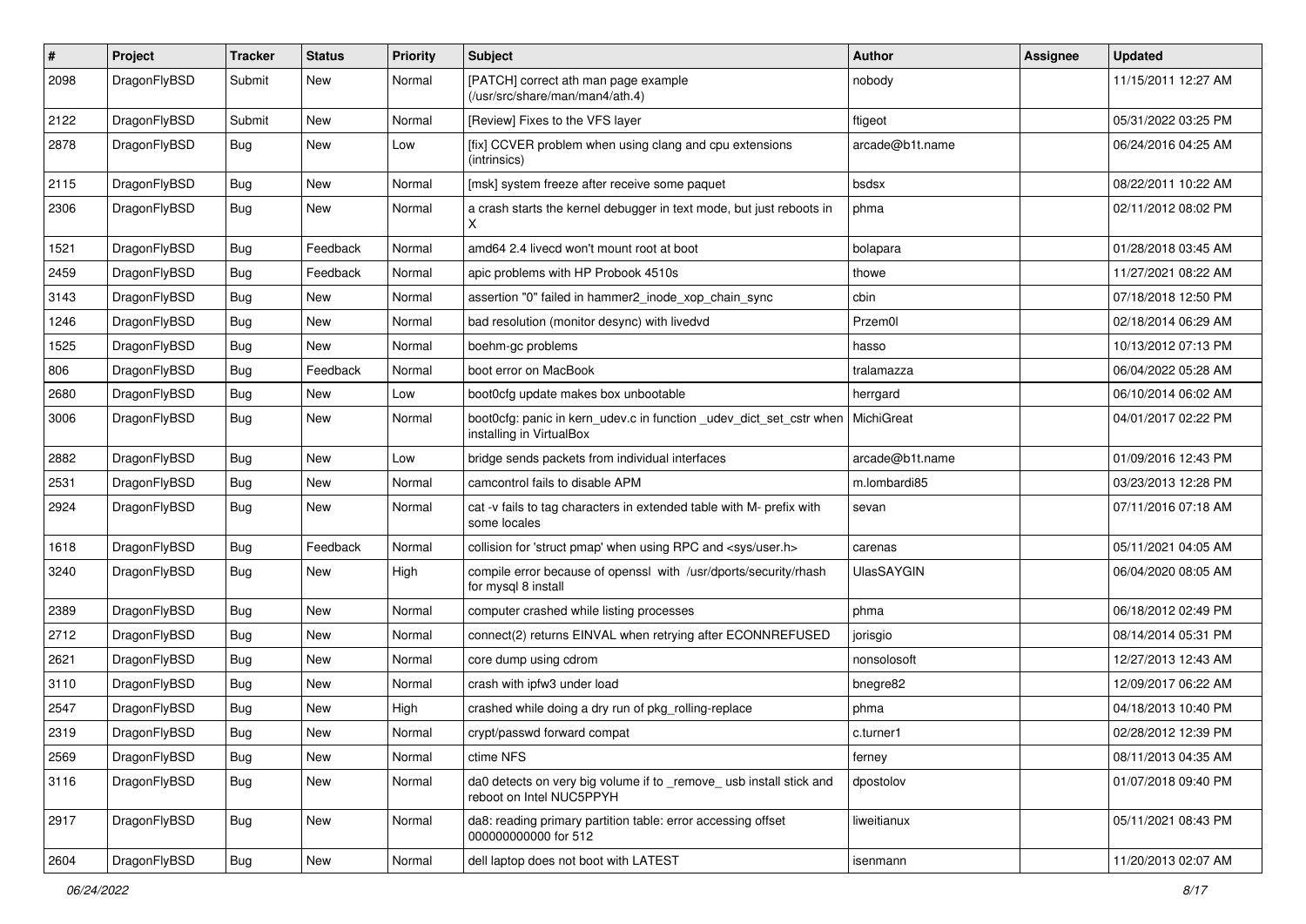| # | Project | Tracker | Status | Priority | Subject | Author | Assignee | Updated |
|---|---|---|---|---|---|---|---|---|
| 2098 | DragonFlyBSD | Submit | New | Normal | [PATCH] correct ath man page example (/usr/src/share/man/man4/ath.4) | nobody | | 11/15/2011 12:27 AM |
| 2122 | DragonFlyBSD | Submit | New | Normal | [Review] Fixes to the VFS layer | ftigeot | | 05/31/2022 03:25 PM |
| 2878 | DragonFlyBSD | Bug | New | Low | [fix] CCVER problem when using clang and cpu extensions (intrinsics) | arcade@b1t.name | | 06/24/2016 04:25 AM |
| 2115 | DragonFlyBSD | Bug | New | Normal | [msk] system freeze after receive some paquet | bsdsx | | 08/22/2011 10:22 AM |
| 2306 | DragonFlyBSD | Bug | New | Normal | a crash starts the kernel debugger in text mode, but just reboots in X | phma | | 02/11/2012 08:02 PM |
| 1521 | DragonFlyBSD | Bug | Feedback | Normal | amd64 2.4 livecd won't mount root at boot | bolapara | | 01/28/2018 03:45 AM |
| 2459 | DragonFlyBSD | Bug | Feedback | Normal | apic problems with HP Probook 4510s | thowe | | 11/27/2021 08:22 AM |
| 3143 | DragonFlyBSD | Bug | New | Normal | assertion "0" failed in hammer2_inode_xop_chain_sync | cbin | | 07/18/2018 12:50 PM |
| 1246 | DragonFlyBSD | Bug | New | Normal | bad resolution (monitor desync) with livedvd | Przem0l | | 02/18/2014 06:29 AM |
| 1525 | DragonFlyBSD | Bug | New | Normal | boehm-gc problems | hasso | | 10/13/2012 07:13 PM |
| 806 | DragonFlyBSD | Bug | Feedback | Normal | boot error on MacBook | tralamazza | | 06/04/2022 05:28 AM |
| 2680 | DragonFlyBSD | Bug | New | Low | boot0cfg update makes box unbootable | herrgard | | 06/10/2014 06:02 AM |
| 3006 | DragonFlyBSD | Bug | New | Normal | boot0cfg: panic in kern_udev.c in function _udev_dict_set_cstr when installing in VirtualBox | MichiGreat | | 04/01/2017 02:22 PM |
| 2882 | DragonFlyBSD | Bug | New | Low | bridge sends packets from individual interfaces | arcade@b1t.name | | 01/09/2016 12:43 PM |
| 2531 | DragonFlyBSD | Bug | New | Normal | camcontrol fails to disable APM | m.lombardi85 | | 03/23/2013 12:28 PM |
| 2924 | DragonFlyBSD | Bug | New | Normal | cat -v fails to tag characters in extended table with M- prefix with some locales | sevan | | 07/11/2016 07:18 AM |
| 1618 | DragonFlyBSD | Bug | Feedback | Normal | collision for 'struct pmap' when using RPC and <sys/user.h> | carenas | | 05/11/2021 04:05 AM |
| 3240 | DragonFlyBSD | Bug | New | High | compile error because of openssl with /usr/dports/security/rhash for mysql 8 install | UlasSAYGIN | | 06/04/2020 08:05 AM |
| 2389 | DragonFlyBSD | Bug | New | Normal | computer crashed while listing processes | phma | | 06/18/2012 02:49 PM |
| 2712 | DragonFlyBSD | Bug | New | Normal | connect(2) returns EINVAL when retrying after ECONNREFUSED | jorisgio | | 08/14/2014 05:31 PM |
| 2621 | DragonFlyBSD | Bug | New | Normal | core dump using cdrom | nonsolosoft | | 12/27/2013 12:43 AM |
| 3110 | DragonFlyBSD | Bug | New | Normal | crash with ipfw3 under load | bnegre82 | | 12/09/2017 06:22 AM |
| 2547 | DragonFlyBSD | Bug | New | High | crashed while doing a dry run of pkg_rolling-replace | phma | | 04/18/2013 10:40 PM |
| 2319 | DragonFlyBSD | Bug | New | Normal | crypt/passwd forward compat | c.turner1 | | 02/28/2012 12:39 PM |
| 2569 | DragonFlyBSD | Bug | New | Normal | ctime NFS | ferney | | 08/11/2013 04:35 AM |
| 3116 | DragonFlyBSD | Bug | New | Normal | da0 detects on very big volume if to _remove_ usb install stick and reboot on Intel NUC5PPYH | dpostolov | | 01/07/2018 09:40 PM |
| 2917 | DragonFlyBSD | Bug | New | Normal | da8: reading primary partition table: error accessing offset 000000000000 for 512 | liweitianux | | 05/11/2021 08:43 PM |
| 2604 | DragonFlyBSD | Bug | New | Normal | dell laptop does not boot with LATEST | isenmann | | 11/20/2013 02:07 AM |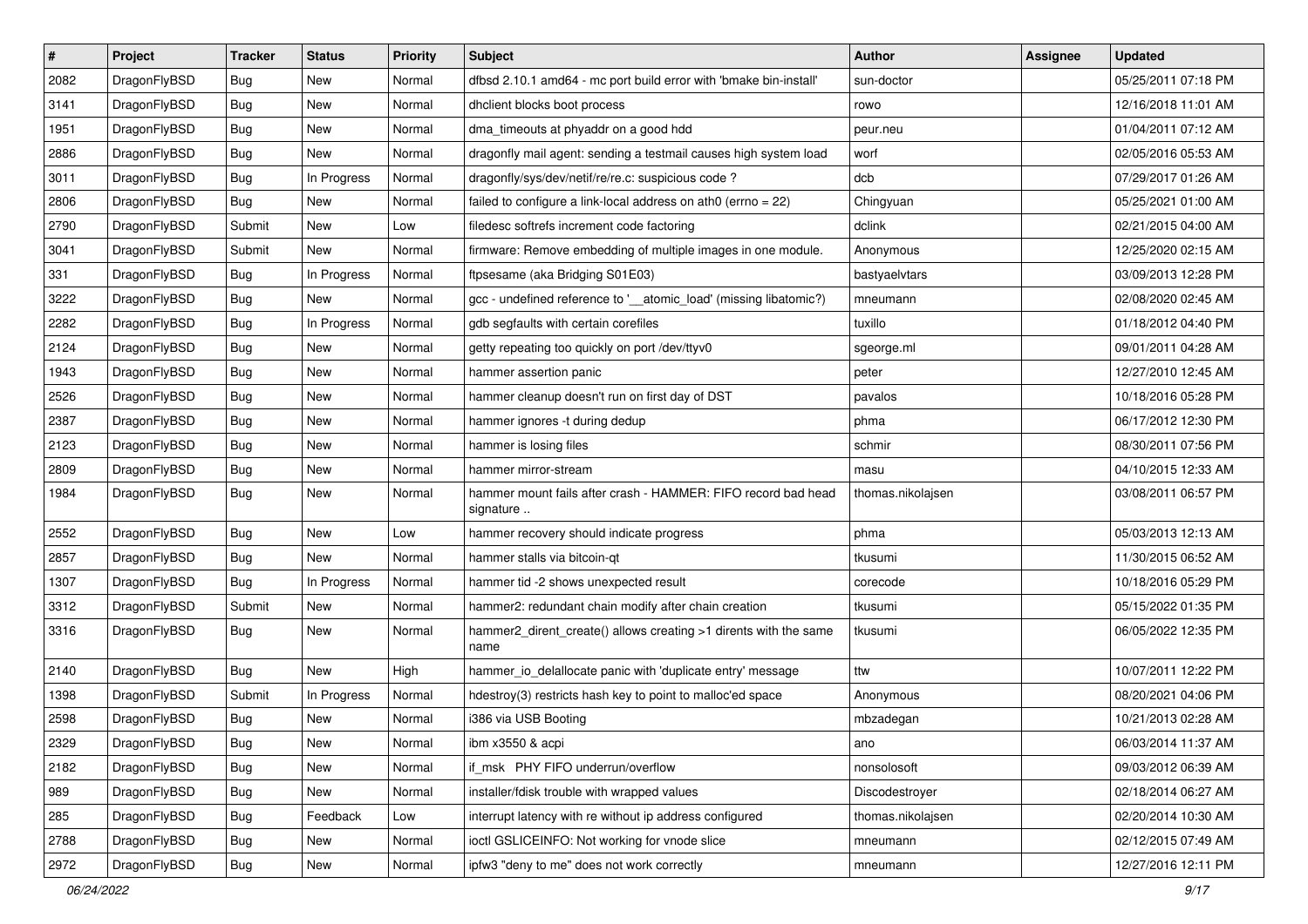| # | Project | Tracker | Status | Priority | Subject | Author | Assignee | Updated |
|---|---|---|---|---|---|---|---|---|
| 2082 | DragonFlyBSD | Bug | New | Normal | dfbsd 2.10.1 amd64 - mc port build error with 'bmake bin-install' | sun-doctor | | 05/25/2011 07:18 PM |
| 3141 | DragonFlyBSD | Bug | New | Normal | dhclient blocks boot process | rowo | | 12/16/2018 11:01 AM |
| 1951 | DragonFlyBSD | Bug | New | Normal | dma_timeouts at phyaddr on a good hdd | peur.neu | | 01/04/2011 07:12 AM |
| 2886 | DragonFlyBSD | Bug | New | Normal | dragonfly mail agent: sending a testmail causes high system load | worf | | 02/05/2016 05:53 AM |
| 3011 | DragonFlyBSD | Bug | In Progress | Normal | dragonfly/sys/dev/netif/re/re.c: suspicious code ? | dcb | | 07/29/2017 01:26 AM |
| 2806 | DragonFlyBSD | Bug | New | Normal | failed to configure a link-local address on ath0 (errno = 22) | Chingyuan | | 05/25/2021 01:00 AM |
| 2790 | DragonFlyBSD | Submit | New | Low | filedesc softrefs increment code factoring | dclink | | 02/21/2015 04:00 AM |
| 3041 | DragonFlyBSD | Submit | New | Normal | firmware: Remove embedding of multiple images in one module. | Anonymous | | 12/25/2020 02:15 AM |
| 331 | DragonFlyBSD | Bug | In Progress | Normal | ftpsesame (aka Bridging S01E03) | bastyaelvtars | | 03/09/2013 12:28 PM |
| 3222 | DragonFlyBSD | Bug | New | Normal | gcc - undefined reference to '__atomic_load' (missing libatomic?) | mneumann | | 02/08/2020 02:45 AM |
| 2282 | DragonFlyBSD | Bug | In Progress | Normal | gdb segfaults with certain corefiles | tuxillo | | 01/18/2012 04:40 PM |
| 2124 | DragonFlyBSD | Bug | New | Normal | getty repeating too quickly on port /dev/ttyv0 | sgeorge.ml | | 09/01/2011 04:28 AM |
| 1943 | DragonFlyBSD | Bug | New | Normal | hammer assertion panic | peter | | 12/27/2010 12:45 AM |
| 2526 | DragonFlyBSD | Bug | New | Normal | hammer cleanup doesn't run on first day of DST | pavalos | | 10/18/2016 05:28 PM |
| 2387 | DragonFlyBSD | Bug | New | Normal | hammer ignores -t during dedup | phma | | 06/17/2012 12:30 PM |
| 2123 | DragonFlyBSD | Bug | New | Normal | hammer is losing files | schmir | | 08/30/2011 07:56 PM |
| 2809 | DragonFlyBSD | Bug | New | Normal | hammer mirror-stream | masu | | 04/10/2015 12:33 AM |
| 1984 | DragonFlyBSD | Bug | New | Normal | hammer mount fails after crash - HAMMER: FIFO record bad head signature .. | thomas.nikolajsen | | 03/08/2011 06:57 PM |
| 2552 | DragonFlyBSD | Bug | New | Low | hammer recovery should indicate progress | phma | | 05/03/2013 12:13 AM |
| 2857 | DragonFlyBSD | Bug | New | Normal | hammer stalls via bitcoin-qt | tkusumi | | 11/30/2015 06:52 AM |
| 1307 | DragonFlyBSD | Bug | In Progress | Normal | hammer tid -2 shows unexpected result | corecode | | 10/18/2016 05:29 PM |
| 3312 | DragonFlyBSD | Submit | New | Normal | hammer2: redundant chain modify after chain creation | tkusumi | | 05/15/2022 01:35 PM |
| 3316 | DragonFlyBSD | Bug | New | Normal | hammer2_dirent_create() allows creating >1 dirents with the same name | tkusumi | | 06/05/2022 12:35 PM |
| 2140 | DragonFlyBSD | Bug | New | High | hammer_io_delallocate panic with 'duplicate entry' message | ttw | | 10/07/2011 12:22 PM |
| 1398 | DragonFlyBSD | Submit | In Progress | Normal | hdestroy(3) restricts hash key to point to malloc'ed space | Anonymous | | 08/20/2021 04:06 PM |
| 2598 | DragonFlyBSD | Bug | New | Normal | i386 via USB Booting | mbzadegan | | 10/21/2013 02:28 AM |
| 2329 | DragonFlyBSD | Bug | New | Normal | ibm x3550 & acpi | ano | | 06/03/2014 11:37 AM |
| 2182 | DragonFlyBSD | Bug | New | Normal | if_msk PHY FIFO underrun/overflow | nonsolosoft | | 09/03/2012 06:39 AM |
| 989 | DragonFlyBSD | Bug | New | Normal | installer/fdisk trouble with wrapped values | Discodestroyer | | 02/18/2014 06:27 AM |
| 285 | DragonFlyBSD | Bug | Feedback | Low | interrupt latency with re without ip address configured | thomas.nikolajsen | | 02/20/2014 10:30 AM |
| 2788 | DragonFlyBSD | Bug | New | Normal | ioctl GSLICEINFO: Not working for vnode slice | mneumann | | 02/12/2015 07:49 AM |
| 2972 | DragonFlyBSD | Bug | New | Normal | ipfw3 "deny to me" does not work correctly | mneumann | | 12/27/2016 12:11 PM |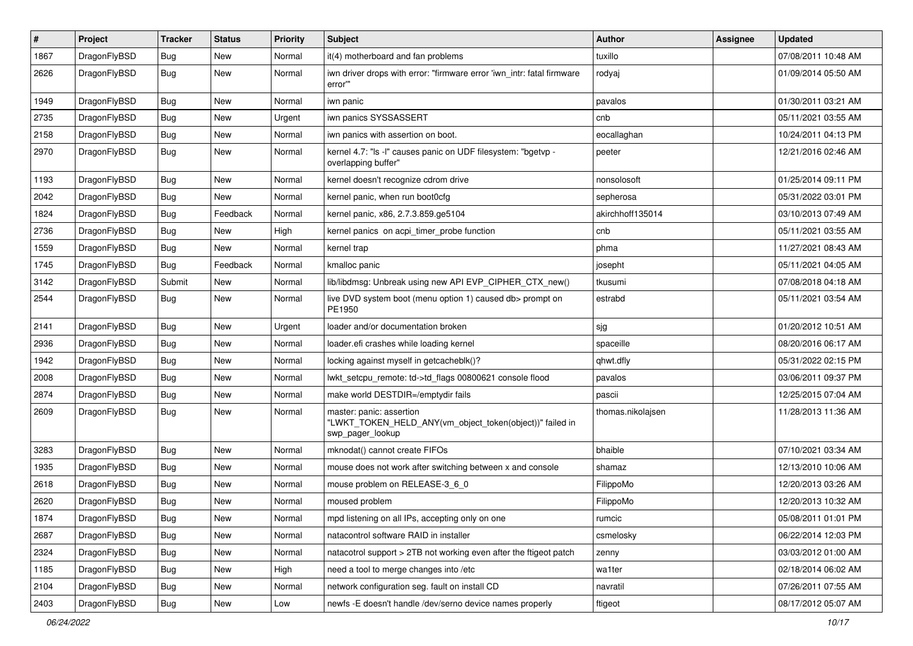| # | Project | Tracker | Status | Priority | Subject | Author | Assignee | Updated |
|---|---|---|---|---|---|---|---|---|
| 1867 | DragonFlyBSD | Bug | New | Normal | it(4) motherboard and fan problems | tuxillo | | 07/08/2011 10:48 AM |
| 2626 | DragonFlyBSD | Bug | New | Normal | iwn driver drops with error: "firmware error 'iwn_intr: fatal firmware error'" | rodyaj | | 01/09/2014 05:50 AM |
| 1949 | DragonFlyBSD | Bug | New | Normal | iwn panic | pavalos | | 01/30/2011 03:21 AM |
| 2735 | DragonFlyBSD | Bug | New | Urgent | iwn panics SYSSASSERT | cnb | | 05/11/2021 03:55 AM |
| 2158 | DragonFlyBSD | Bug | New | Normal | iwn panics with assertion on boot. | eocallaghan | | 10/24/2011 04:13 PM |
| 2970 | DragonFlyBSD | Bug | New | Normal | kernel 4.7: "ls -l" causes panic on UDF filesystem: "bgetvp - overlapping buffer" | peeter | | 12/21/2016 02:46 AM |
| 1193 | DragonFlyBSD | Bug | New | Normal | kernel doesn't recognize cdrom drive | nonsolosoft | | 01/25/2014 09:11 PM |
| 2042 | DragonFlyBSD | Bug | New | Normal | kernel panic, when run boot0cfg | sepherosa | | 05/31/2022 03:01 PM |
| 1824 | DragonFlyBSD | Bug | Feedback | Normal | kernel panic, x86, 2.7.3.859.ge5104 | akirchhoff135014 | | 03/10/2013 07:49 AM |
| 2736 | DragonFlyBSD | Bug | New | High | kernel panics on acpi_timer_probe function | cnb | | 05/11/2021 03:55 AM |
| 1559 | DragonFlyBSD | Bug | New | Normal | kernel trap | phma | | 11/27/2021 08:43 AM |
| 1745 | DragonFlyBSD | Bug | Feedback | Normal | kmalloc panic | josepht | | 05/11/2021 04:05 AM |
| 3142 | DragonFlyBSD | Submit | New | Normal | lib/libdmsg: Unbreak using new API EVP_CIPHER_CTX_new() | tkusumi | | 07/08/2018 04:18 AM |
| 2544 | DragonFlyBSD | Bug | New | Normal | live DVD system boot (menu option 1) caused db> prompt on PE1950 | estrabd | | 05/11/2021 03:54 AM |
| 2141 | DragonFlyBSD | Bug | New | Urgent | loader and/or documentation broken | sjg | | 01/20/2012 10:51 AM |
| 2936 | DragonFlyBSD | Bug | New | Normal | loader.efi crashes while loading kernel | spaceille | | 08/20/2016 06:17 AM |
| 1942 | DragonFlyBSD | Bug | New | Normal | locking against myself in getcacheblk()? | qhwt.dfly | | 05/31/2022 02:15 PM |
| 2008 | DragonFlyBSD | Bug | New | Normal | lwkt_setcpu_remote: td->td_flags 00800621 console flood | pavalos | | 03/06/2011 09:37 PM |
| 2874 | DragonFlyBSD | Bug | New | Normal | make world DESTDIR=/emptydir fails | pascii | | 12/25/2015 07:04 AM |
| 2609 | DragonFlyBSD | Bug | New | Normal | master: panic: assertion "LWKT_TOKEN_HELD_ANY(vm_object_token(object))" failed in swp_pager_lookup | thomas.nikolajsen | | 11/28/2013 11:36 AM |
| 3283 | DragonFlyBSD | Bug | New | Normal | mknodat() cannot create FIFOs | bhaible | | 07/10/2021 03:34 AM |
| 1935 | DragonFlyBSD | Bug | New | Normal | mouse does not work after switching between x and console | shamaz | | 12/13/2010 10:06 AM |
| 2618 | DragonFlyBSD | Bug | New | Normal | mouse problem on RELEASE-3_6_0 | FilippoMo | | 12/20/2013 03:26 AM |
| 2620 | DragonFlyBSD | Bug | New | Normal | moused problem | FilippoMo | | 12/20/2013 10:32 AM |
| 1874 | DragonFlyBSD | Bug | New | Normal | mpd listening on all IPs, accepting only on one | rumcic | | 05/08/2011 01:01 PM |
| 2687 | DragonFlyBSD | Bug | New | Normal | natacontrol software RAID in installer | csmelosky | | 06/22/2014 12:03 PM |
| 2324 | DragonFlyBSD | Bug | New | Normal | natacotrol support > 2TB not working even after the ftigeot patch | zenny | | 03/03/2012 01:00 AM |
| 1185 | DragonFlyBSD | Bug | New | High | need a tool to merge changes into /etc | wa1ter | | 02/18/2014 06:02 AM |
| 2104 | DragonFlyBSD | Bug | New | Normal | network configuration seg. fault on install CD | navratil | | 07/26/2011 07:55 AM |
| 2403 | DragonFlyBSD | Bug | New | Low | newfs -E doesn't handle /dev/serno device names properly | ftigeot | | 08/17/2012 05:07 AM |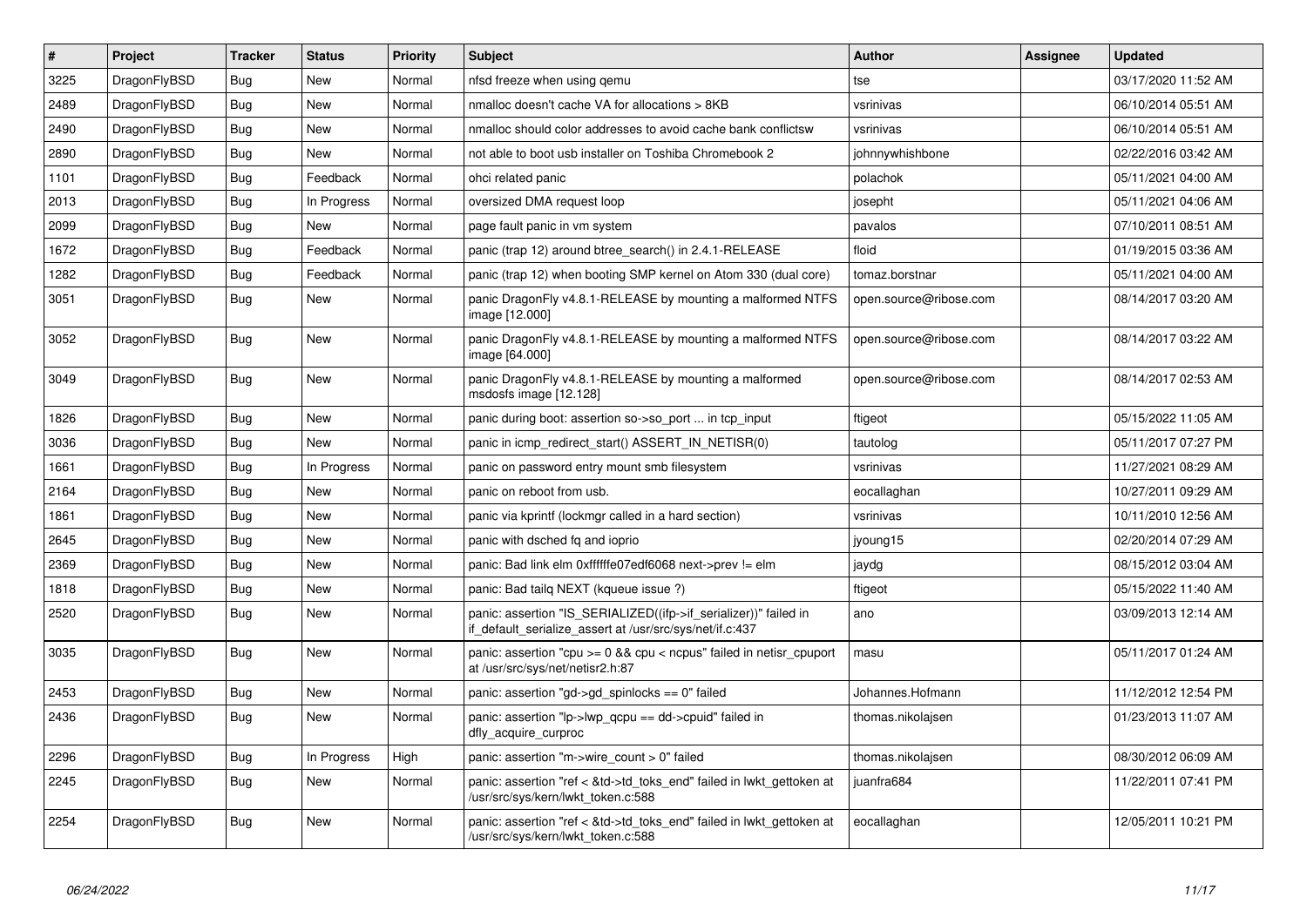| # | Project | Tracker | Status | Priority | Subject | Author | Assignee | Updated |
|---|---|---|---|---|---|---|---|---|
| 3225 | DragonFlyBSD | Bug | New | Normal | nfsd freeze when using qemu | tse | | 03/17/2020 11:52 AM |
| 2489 | DragonFlyBSD | Bug | New | Normal | nmalloc doesn't cache VA for allocations > 8KB | vsrinivas | | 06/10/2014 05:51 AM |
| 2490 | DragonFlyBSD | Bug | New | Normal | nmalloc should color addresses to avoid cache bank conflictsw | vsrinivas | | 06/10/2014 05:51 AM |
| 2890 | DragonFlyBSD | Bug | New | Normal | not able to boot usb installer on Toshiba Chromebook 2 | johnnywhishbone | | 02/22/2016 03:42 AM |
| 1101 | DragonFlyBSD | Bug | Feedback | Normal | ohci related panic | polachok | | 05/11/2021 04:00 AM |
| 2013 | DragonFlyBSD | Bug | In Progress | Normal | oversized DMA request loop | josepht | | 05/11/2021 04:06 AM |
| 2099 | DragonFlyBSD | Bug | New | Normal | page fault panic in vm system | pavalos | | 07/10/2011 08:51 AM |
| 1672 | DragonFlyBSD | Bug | Feedback | Normal | panic (trap 12) around btree_search() in 2.4.1-RELEASE | floid | | 01/19/2015 03:36 AM |
| 1282 | DragonFlyBSD | Bug | Feedback | Normal | panic (trap 12) when booting SMP kernel on Atom 330 (dual core) | tomaz.borstnar | | 05/11/2021 04:00 AM |
| 3051 | DragonFlyBSD | Bug | New | Normal | panic DragonFly v4.8.1-RELEASE by mounting a malformed NTFS image [12.000] | open.source@ribose.com | | 08/14/2017 03:20 AM |
| 3052 | DragonFlyBSD | Bug | New | Normal | panic DragonFly v4.8.1-RELEASE by mounting a malformed NTFS image [64.000] | open.source@ribose.com | | 08/14/2017 03:22 AM |
| 3049 | DragonFlyBSD | Bug | New | Normal | panic DragonFly v4.8.1-RELEASE by mounting a malformed msdosfs image [12.128] | open.source@ribose.com | | 08/14/2017 02:53 AM |
| 1826 | DragonFlyBSD | Bug | New | Normal | panic during boot: assertion so->so_port ... in tcp_input | ftigeot | | 05/15/2022 11:05 AM |
| 3036 | DragonFlyBSD | Bug | New | Normal | panic in icmp_redirect_start() ASSERT_IN_NETISR(0) | tautolog | | 05/11/2017 07:27 PM |
| 1661 | DragonFlyBSD | Bug | In Progress | Normal | panic on password entry mount smb filesystem | vsrinivas | | 11/27/2021 08:29 AM |
| 2164 | DragonFlyBSD | Bug | New | Normal | panic on reboot from usb. | eocallaghan | | 10/27/2011 09:29 AM |
| 1861 | DragonFlyBSD | Bug | New | Normal | panic via kprintf (lockmgr called in a hard section) | vsrinivas | | 10/11/2010 12:56 AM |
| 2645 | DragonFlyBSD | Bug | New | Normal | panic with dsched fq and ioprio | jyoung15 | | 02/20/2014 07:29 AM |
| 2369 | DragonFlyBSD | Bug | New | Normal | panic: Bad link elm 0xffffffe07edf6068 next->prev != elm | jaydg | | 08/15/2012 03:04 AM |
| 1818 | DragonFlyBSD | Bug | New | Normal | panic: Bad tailq NEXT (kqueue issue ?) | ftigeot | | 05/15/2022 11:40 AM |
| 2520 | DragonFlyBSD | Bug | New | Normal | panic: assertion "IS_SERIALIZED((ifp->if_serializer))" failed in if_default_serialize_assert at /usr/src/sys/net/if.c:437 | ano | | 03/09/2013 12:14 AM |
| 3035 | DragonFlyBSD | Bug | New | Normal | panic: assertion "cpu >= 0 && cpu < ncpus" failed in netisr_cpuport at /usr/src/sys/net/netisr2.h:87 | masu | | 05/11/2017 01:24 AM |
| 2453 | DragonFlyBSD | Bug | New | Normal | panic: assertion "gd->gd_spinlocks == 0" failed | Johannes.Hofmann | | 11/12/2012 12:54 PM |
| 2436 | DragonFlyBSD | Bug | New | Normal | panic: assertion "lp->lwp_qcpu == dd->cpuid" failed in dfly_acquire_curproc | thomas.nikolajsen | | 01/23/2013 11:07 AM |
| 2296 | DragonFlyBSD | Bug | In Progress | High | panic: assertion "m->wire_count > 0" failed | thomas.nikolajsen | | 08/30/2012 06:09 AM |
| 2245 | DragonFlyBSD | Bug | New | Normal | panic: assertion "ref < &td->td_toks_end" failed in lwkt_gettoken at /usr/src/sys/kern/lwkt_token.c:588 | juanfra684 | | 11/22/2011 07:41 PM |
| 2254 | DragonFlyBSD | Bug | New | Normal | panic: assertion "ref < &td->td_toks_end" failed in lwkt_gettoken at /usr/src/sys/kern/lwkt_token.c:588 | eocallaghan | | 12/05/2011 10:21 PM |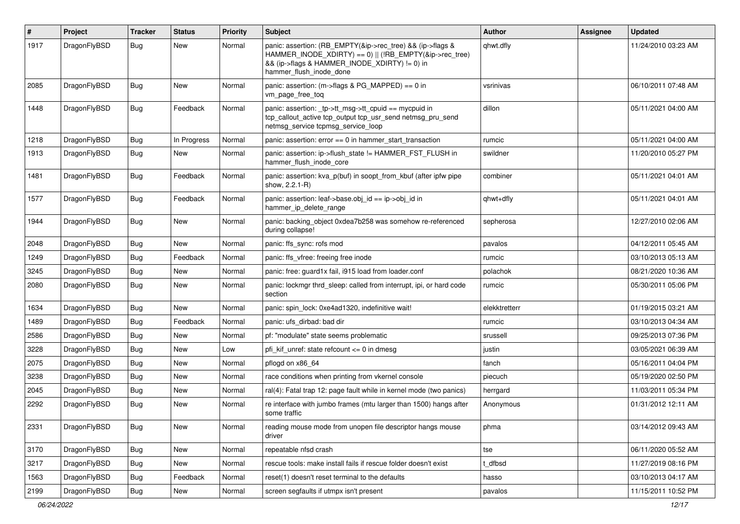| # | Project | Tracker | Status | Priority | Subject | Author | Assignee | Updated |
|---|---|---|---|---|---|---|---|---|
| 1917 | DragonFlyBSD | Bug | New | Normal | panic: assertion: (RB_EMPTY(&ip->rec_tree) && (ip->flags & HAMMER_INODE_XDIRTY) == 0) \|\| (!RB_EMPTY(&ip->rec_tree) && (ip->flags & HAMMER_INODE_XDIRTY) != 0) in hammer_flush_inode_done | qhwt.dfly | | 11/24/2010 03:23 AM |
| 2085 | DragonFlyBSD | Bug | New | Normal | panic: assertion: (m->flags & PG_MAPPED) == 0 in vm_page_free_toq | vsrinivas | | 06/10/2011 07:48 AM |
| 1448 | DragonFlyBSD | Bug | Feedback | Normal | panic: assertion: _tp->tt_msg->tt_cpuid == mycpuid in tcp_callout_active tcp_output tcp_usr_send netmsg_pru_send netmsg_service tcpmsg_service_loop | dillon | | 05/11/2021 04:00 AM |
| 1218 | DragonFlyBSD | Bug | In Progress | Normal | panic: assertion: error == 0 in hammer_start_transaction | rumcic | | 05/11/2021 04:00 AM |
| 1913 | DragonFlyBSD | Bug | New | Normal | panic: assertion: ip->flush_state != HAMMER_FST_FLUSH in hammer_flush_inode_core | swildner | | 11/20/2010 05:27 PM |
| 1481 | DragonFlyBSD | Bug | Feedback | Normal | panic: assertion: kva_p(buf) in soopt_from_kbuf (after ipfw pipe show, 2.2.1-R) | combiner | | 05/11/2021 04:01 AM |
| 1577 | DragonFlyBSD | Bug | Feedback | Normal | panic: assertion: leaf->base.obj_id == ip->obj_id in hammer_ip_delete_range | qhwt+dfly | | 05/11/2021 04:01 AM |
| 1944 | DragonFlyBSD | Bug | New | Normal | panic: backing_object 0xdea7b258 was somehow re-referenced during collapse! | sepherosa | | 12/27/2010 02:06 AM |
| 2048 | DragonFlyBSD | Bug | New | Normal | panic: ffs_sync: rofs mod | pavalos | | 04/12/2011 05:45 AM |
| 1249 | DragonFlyBSD | Bug | Feedback | Normal | panic: ffs_vfree: freeing free inode | rumcic | | 03/10/2013 05:13 AM |
| 3245 | DragonFlyBSD | Bug | New | Normal | panic: free: guard1x fail, i915 load from loader.conf | polachok | | 08/21/2020 10:36 AM |
| 2080 | DragonFlyBSD | Bug | New | Normal | panic: lockmgr thrd_sleep: called from interrupt, ipi, or hard code section | rumcic | | 05/30/2011 05:06 PM |
| 1634 | DragonFlyBSD | Bug | New | Normal | panic: spin_lock: 0xe4ad1320, indefinitive wait! | elekktretterr | | 01/19/2015 03:21 AM |
| 1489 | DragonFlyBSD | Bug | Feedback | Normal | panic: ufs_dirbad: bad dir | rumcic | | 03/10/2013 04:34 AM |
| 2586 | DragonFlyBSD | Bug | New | Normal | pf: "modulate" state seems problematic | srussell | | 09/25/2013 07:36 PM |
| 3228 | DragonFlyBSD | Bug | New | Low | pfi_kif_unref: state refcount <= 0 in dmesg | justin | | 03/05/2021 06:39 AM |
| 2075 | DragonFlyBSD | Bug | New | Normal | pflogd on x86_64 | fanch | | 05/16/2011 04:04 PM |
| 3238 | DragonFlyBSD | Bug | New | Normal | race conditions when printing from vkernel console | piecuch | | 05/19/2020 02:50 PM |
| 2045 | DragonFlyBSD | Bug | New | Normal | ral(4): Fatal trap 12: page fault while in kernel mode (two panics) | herrgard | | 11/03/2011 05:34 PM |
| 2292 | DragonFlyBSD | Bug | New | Normal | re interface with jumbo frames (mtu larger than 1500) hangs after some traffic | Anonymous | | 01/31/2012 12:11 AM |
| 2331 | DragonFlyBSD | Bug | New | Normal | reading mouse mode from unopen file descriptor hangs mouse driver | phma | | 03/14/2012 09:43 AM |
| 3170 | DragonFlyBSD | Bug | New | Normal | repeatable nfsd crash | tse | | 06/11/2020 05:52 AM |
| 3217 | DragonFlyBSD | Bug | New | Normal | rescue tools: make install fails if rescue folder doesn't exist | t_dfbsd | | 11/27/2019 08:16 PM |
| 1563 | DragonFlyBSD | Bug | Feedback | Normal | reset(1) doesn't reset terminal to the defaults | hasso | | 03/10/2013 04:17 AM |
| 2199 | DragonFlyBSD | Bug | New | Normal | screen segfaults if utmpx isn't present | pavalos | | 11/15/2011 10:52 PM |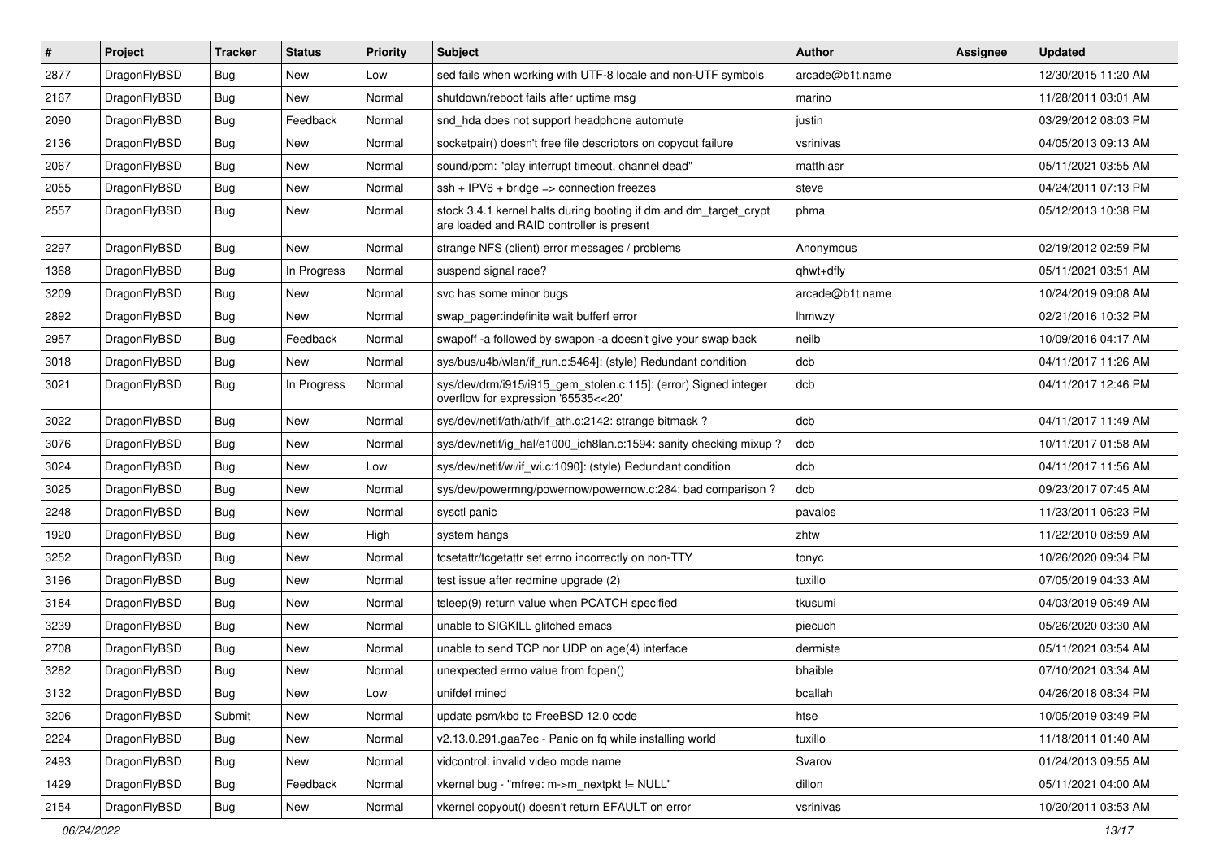| # | Project | Tracker | Status | Priority | Subject | Author | Assignee | Updated |
|---|---|---|---|---|---|---|---|---|
| 2877 | DragonFlyBSD | Bug | New | Low | sed fails when working with UTF-8 locale and non-UTF symbols | arcade@b1t.name | | 12/30/2015 11:20 AM |
| 2167 | DragonFlyBSD | Bug | New | Normal | shutdown/reboot fails after uptime msg | marino | | 11/28/2011 03:01 AM |
| 2090 | DragonFlyBSD | Bug | Feedback | Normal | snd_hda does not support headphone automute | justin | | 03/29/2012 08:03 PM |
| 2136 | DragonFlyBSD | Bug | New | Normal | socketpair() doesn't free file descriptors on copyout failure | vsrinivas | | 04/05/2013 09:13 AM |
| 2067 | DragonFlyBSD | Bug | New | Normal | sound/pcm: "play interrupt timeout, channel dead" | matthiasr | | 05/11/2021 03:55 AM |
| 2055 | DragonFlyBSD | Bug | New | Normal | ssh + IPV6 + bridge => connection freezes | steve | | 04/24/2011 07:13 PM |
| 2557 | DragonFlyBSD | Bug | New | Normal | stock 3.4.1 kernel halts during booting if dm and dm_target_crypt are loaded and RAID controller is present | phma | | 05/12/2013 10:38 PM |
| 2297 | DragonFlyBSD | Bug | New | Normal | strange NFS (client) error messages / problems | Anonymous | | 02/19/2012 02:59 PM |
| 1368 | DragonFlyBSD | Bug | In Progress | Normal | suspend signal race? | qhwt+dfly | | 05/11/2021 03:51 AM |
| 3209 | DragonFlyBSD | Bug | New | Normal | svc has some minor bugs | arcade@b1t.name | | 10/24/2019 09:08 AM |
| 2892 | DragonFlyBSD | Bug | New | Normal | swap_pager:indefinite wait bufferf error | lhmwzy | | 02/21/2016 10:32 PM |
| 2957 | DragonFlyBSD | Bug | Feedback | Normal | swapoff -a followed by swapon -a doesn't give your swap back | neilb | | 10/09/2016 04:17 AM |
| 3018 | DragonFlyBSD | Bug | New | Normal | sys/bus/u4b/wlan/if_run.c:5464]: (style) Redundant condition | dcb | | 04/11/2017 11:26 AM |
| 3021 | DragonFlyBSD | Bug | In Progress | Normal | sys/dev/drm/i915/i915_gem_stolen.c:115]: (error) Signed integer overflow for expression '65535<<20' | dcb | | 04/11/2017 12:46 PM |
| 3022 | DragonFlyBSD | Bug | New | Normal | sys/dev/netif/ath/ath/if_ath.c:2142: strange bitmask ? | dcb | | 04/11/2017 11:49 AM |
| 3076 | DragonFlyBSD | Bug | New | Normal | sys/dev/netif/ig_hal/e1000_ich8lan.c:1594: sanity checking mixup ? | dcb | | 10/11/2017 01:58 AM |
| 3024 | DragonFlyBSD | Bug | New | Low | sys/dev/netif/wi/if_wi.c:1090]: (style) Redundant condition | dcb | | 04/11/2017 11:56 AM |
| 3025 | DragonFlyBSD | Bug | New | Normal | sys/dev/powermng/powernow/powernow.c:284: bad comparison ? | dcb | | 09/23/2017 07:45 AM |
| 2248 | DragonFlyBSD | Bug | New | Normal | sysctl panic | pavalos | | 11/23/2011 06:23 PM |
| 1920 | DragonFlyBSD | Bug | New | High | system hangs | zhtw | | 11/22/2010 08:59 AM |
| 3252 | DragonFlyBSD | Bug | New | Normal | tcsetattr/tcgetattr set errno incorrectly on non-TTY | tonyc | | 10/26/2020 09:34 PM |
| 3196 | DragonFlyBSD | Bug | New | Normal | test issue after redmine upgrade (2) | tuxillo | | 07/05/2019 04:33 AM |
| 3184 | DragonFlyBSD | Bug | New | Normal | tsleep(9) return value when PCATCH specified | tkusumi | | 04/03/2019 06:49 AM |
| 3239 | DragonFlyBSD | Bug | New | Normal | unable to SIGKILL glitched emacs | piecuch | | 05/26/2020 03:30 AM |
| 2708 | DragonFlyBSD | Bug | New | Normal | unable to send TCP nor UDP on age(4) interface | dermiste | | 05/11/2021 03:54 AM |
| 3282 | DragonFlyBSD | Bug | New | Normal | unexpected errno value from fopen() | bhaible | | 07/10/2021 03:34 AM |
| 3132 | DragonFlyBSD | Bug | New | Low | unifdef mined | bcallah | | 04/26/2018 08:34 PM |
| 3206 | DragonFlyBSD | Submit | New | Normal | update psm/kbd to FreeBSD 12.0 code | htse | | 10/05/2019 03:49 PM |
| 2224 | DragonFlyBSD | Bug | New | Normal | v2.13.0.291.gaa7ec - Panic on fq while installing world | tuxillo | | 11/18/2011 01:40 AM |
| 2493 | DragonFlyBSD | Bug | New | Normal | vidcontrol: invalid video mode name | Svarov | | 01/24/2013 09:55 AM |
| 1429 | DragonFlyBSD | Bug | Feedback | Normal | vkernel bug - "mfree: m->m_nextpkt != NULL" | dillon | | 05/11/2021 04:00 AM |
| 2154 | DragonFlyBSD | Bug | New | Normal | vkernel copyout() doesn't return EFAULT on error | vsrinivas | | 10/20/2011 03:53 AM |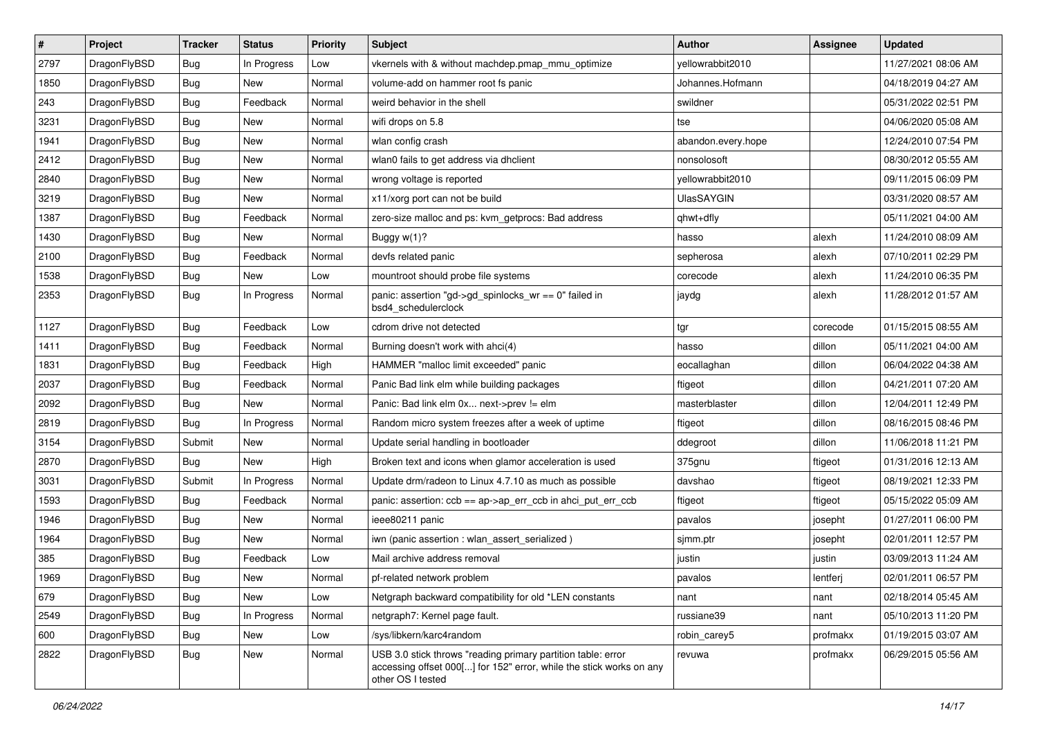| # | Project | Tracker | Status | Priority | Subject | Author | Assignee | Updated |
|---|---|---|---|---|---|---|---|---|
| 2797 | DragonFlyBSD | Bug | In Progress | Low | vkernels with & without machdep.pmap_mmu_optimize | yellowrabbit2010 | | 11/27/2021 08:06 AM |
| 1850 | DragonFlyBSD | Bug | New | Normal | volume-add on hammer root fs panic | Johannes.Hofmann | | 04/18/2019 04:27 AM |
| 243 | DragonFlyBSD | Bug | Feedback | Normal | weird behavior in the shell | swildner | | 05/31/2022 02:51 PM |
| 3231 | DragonFlyBSD | Bug | New | Normal | wifi drops on 5.8 | tse | | 04/06/2020 05:08 AM |
| 1941 | DragonFlyBSD | Bug | New | Normal | wlan config crash | abandon.every.hope | | 12/24/2010 07:54 PM |
| 2412 | DragonFlyBSD | Bug | New | Normal | wlan0 fails to get address via dhclient | nonsolosoft | | 08/30/2012 05:55 AM |
| 2840 | DragonFlyBSD | Bug | New | Normal | wrong voltage is reported | yellowrabbit2010 | | 09/11/2015 06:09 PM |
| 3219 | DragonFlyBSD | Bug | New | Normal | x11/xorg port can not be build | UlasSAYGIN | | 03/31/2020 08:57 AM |
| 1387 | DragonFlyBSD | Bug | Feedback | Normal | zero-size malloc and ps: kvm_getprocs: Bad address | qhwt+dfly | | 05/11/2021 04:00 AM |
| 1430 | DragonFlyBSD | Bug | New | Normal | Buggy w(1)? | hasso | alexh | 11/24/2010 08:09 AM |
| 2100 | DragonFlyBSD | Bug | Feedback | Normal | devfs related panic | sepherosa | alexh | 07/10/2011 02:29 PM |
| 1538 | DragonFlyBSD | Bug | New | Low | mountroot should probe file systems | corecode | alexh | 11/24/2010 06:35 PM |
| 2353 | DragonFlyBSD | Bug | In Progress | Normal | panic: assertion "gd->gd_spinlocks_wr == 0" failed in bsd4_schedulerclock | jaydg | alexh | 11/28/2012 01:57 AM |
| 1127 | DragonFlyBSD | Bug | Feedback | Low | cdrom drive not detected | tgr | corecode | 01/15/2015 08:55 AM |
| 1411 | DragonFlyBSD | Bug | Feedback | Normal | Burning doesn't work with ahci(4) | hasso | dillon | 05/11/2021 04:00 AM |
| 1831 | DragonFlyBSD | Bug | Feedback | High | HAMMER "malloc limit exceeded" panic | eocallaghan | dillon | 06/04/2022 04:38 AM |
| 2037 | DragonFlyBSD | Bug | Feedback | Normal | Panic Bad link elm while building packages | ftigeot | dillon | 04/21/2011 07:20 AM |
| 2092 | DragonFlyBSD | Bug | New | Normal | Panic: Bad link elm 0x... next->prev != elm | masterblaster | dillon | 12/04/2011 12:49 PM |
| 2819 | DragonFlyBSD | Bug | In Progress | Normal | Random micro system freezes after a week of uptime | ftigeot | dillon | 08/16/2015 08:46 PM |
| 3154 | DragonFlyBSD | Submit | New | Normal | Update serial handling in bootloader | ddegroot | dillon | 11/06/2018 11:21 PM |
| 2870 | DragonFlyBSD | Bug | New | High | Broken text and icons when glamor acceleration is used | 375gnu | ftigeot | 01/31/2016 12:13 AM |
| 3031 | DragonFlyBSD | Submit | In Progress | Normal | Update drm/radeon to Linux 4.7.10 as much as possible | davshao | ftigeot | 08/19/2021 12:33 PM |
| 1593 | DragonFlyBSD | Bug | Feedback | Normal | panic: assertion: ccb == ap->ap_err_ccb in ahci_put_err_ccb | ftigeot | ftigeot | 05/15/2022 05:09 AM |
| 1946 | DragonFlyBSD | Bug | New | Normal | ieee80211 panic | pavalos | josepht | 01/27/2011 06:00 PM |
| 1964 | DragonFlyBSD | Bug | New | Normal | iwn (panic assertion : wlan_assert_serialized ) | sjmm.ptr | josepht | 02/01/2011 12:57 PM |
| 385 | DragonFlyBSD | Bug | Feedback | Low | Mail archive address removal | justin | justin | 03/09/2013 11:24 AM |
| 1969 | DragonFlyBSD | Bug | New | Normal | pf-related network problem | pavalos | lentferj | 02/01/2011 06:57 PM |
| 679 | DragonFlyBSD | Bug | New | Low | Netgraph backward compatibility for old *LEN constants | nant | nant | 02/18/2014 05:45 AM |
| 2549 | DragonFlyBSD | Bug | In Progress | Normal | netgraph7: Kernel page fault. | russiane39 | nant | 05/10/2013 11:20 PM |
| 600 | DragonFlyBSD | Bug | New | Low | /sys/libkern/karc4random | robin_carey5 | profmakx | 01/19/2015 03:07 AM |
| 2822 | DragonFlyBSD | Bug | New | Normal | USB 3.0 stick throws "reading primary partition table: error accessing offset 000[...] for 152" error, while the stick works on any other OS I tested | revuwa | profmakx | 06/29/2015 05:56 AM |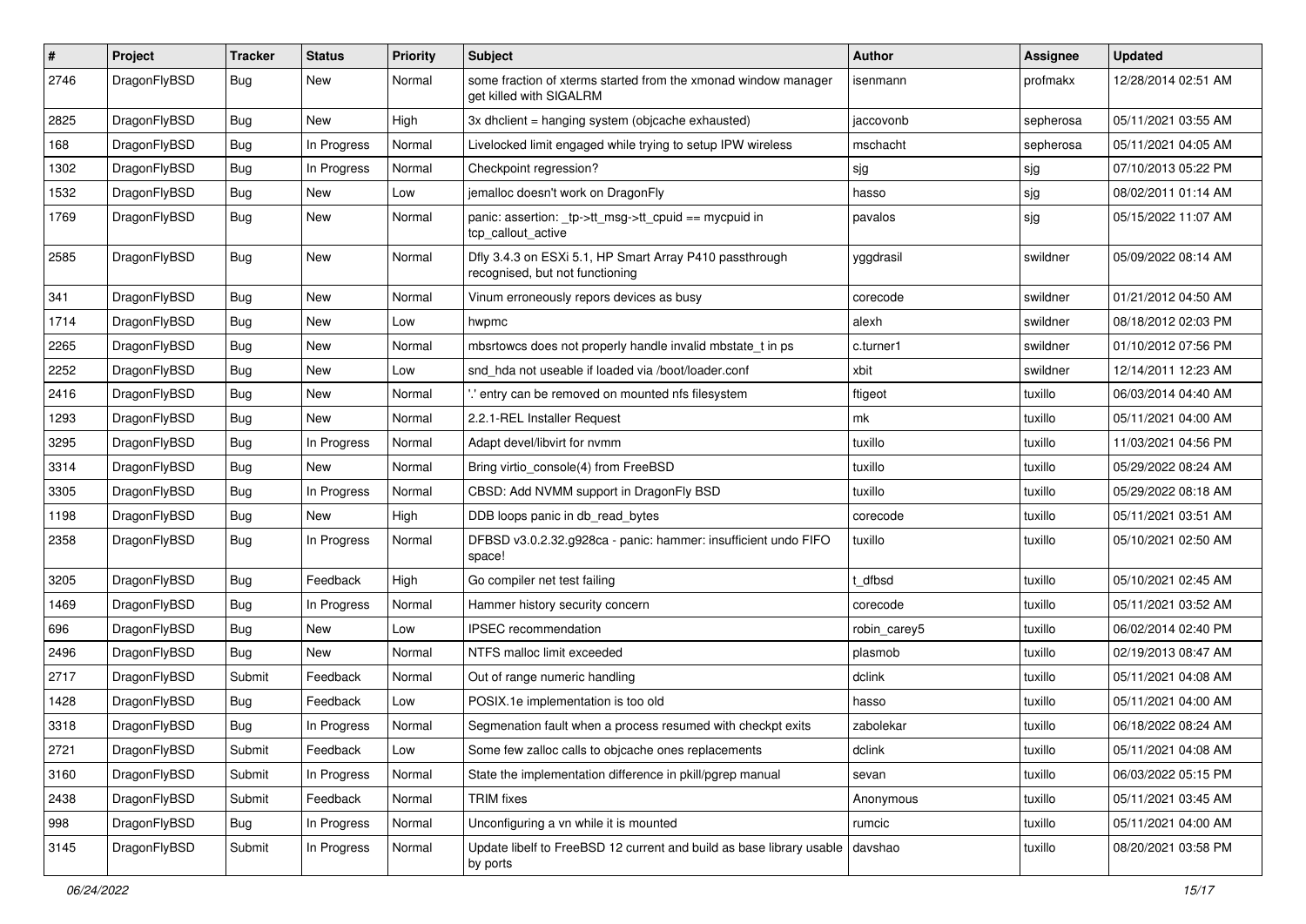| # | Project | Tracker | Status | Priority | Subject | Author | Assignee | Updated |
| --- | --- | --- | --- | --- | --- | --- | --- | --- |
| 2746 | DragonFlyBSD | Bug | New | Normal | some fraction of xterms started from the xmonad window manager get killed with SIGALRM | isenmann | profmakx | 12/28/2014 02:51 AM |
| 2825 | DragonFlyBSD | Bug | New | High | 3x dhclient = hanging system (objcache exhausted) | jaccovonb | sepherosa | 05/11/2021 03:55 AM |
| 168 | DragonFlyBSD | Bug | In Progress | Normal | Livelocked limit engaged while trying to setup IPW wireless | mschacht | sepherosa | 05/11/2021 04:05 AM |
| 1302 | DragonFlyBSD | Bug | In Progress | Normal | Checkpoint regression? | sjg | sjg | 07/10/2013 05:22 PM |
| 1532 | DragonFlyBSD | Bug | New | Low | jemalloc doesn't work on DragonFly | hasso | sjg | 08/02/2011 01:14 AM |
| 1769 | DragonFlyBSD | Bug | New | Normal | panic: assertion: _tp->tt_msg->tt_cpuid == mycpuid in tcp_callout_active | pavalos | sjg | 05/15/2022 11:07 AM |
| 2585 | DragonFlyBSD | Bug | New | Normal | Dfly 3.4.3 on ESXi 5.1, HP Smart Array P410 passthrough recognised, but not functioning | yggdrasil | swildner | 05/09/2022 08:14 AM |
| 341 | DragonFlyBSD | Bug | New | Normal | Vinum erroneously repors devices as busy | corecode | swildner | 01/21/2012 04:50 AM |
| 1714 | DragonFlyBSD | Bug | New | Low | hwpmc | alexh | swildner | 08/18/2012 02:03 PM |
| 2265 | DragonFlyBSD | Bug | New | Normal | mbsrtowcs does not properly handle invalid mbstate_t in ps | c.turner1 | swildner | 01/10/2012 07:56 PM |
| 2252 | DragonFlyBSD | Bug | New | Low | snd_hda not useable if loaded via /boot/loader.conf | xbit | swildner | 12/14/2011 12:23 AM |
| 2416 | DragonFlyBSD | Bug | New | Normal | '.' entry can be removed on mounted nfs filesystem | ftigeot | tuxillo | 06/03/2014 04:40 AM |
| 1293 | DragonFlyBSD | Bug | New | Normal | 2.2.1-REL Installer Request | mk | tuxillo | 05/11/2021 04:00 AM |
| 3295 | DragonFlyBSD | Bug | In Progress | Normal | Adapt devel/libvirt for nvmm | tuxillo | tuxillo | 11/03/2021 04:56 PM |
| 3314 | DragonFlyBSD | Bug | New | Normal | Bring virtio_console(4) from FreeBSD | tuxillo | tuxillo | 05/29/2022 08:24 AM |
| 3305 | DragonFlyBSD | Bug | In Progress | Normal | CBSD: Add NVMM support in DragonFly BSD | tuxillo | tuxillo | 05/29/2022 08:18 AM |
| 1198 | DragonFlyBSD | Bug | New | High | DDB loops panic in db_read_bytes | corecode | tuxillo | 05/11/2021 03:51 AM |
| 2358 | DragonFlyBSD | Bug | In Progress | Normal | DFBSD v3.0.2.32.g928ca - panic: hammer: insufficient undo FIFO space! | tuxillo | tuxillo | 05/10/2021 02:50 AM |
| 3205 | DragonFlyBSD | Bug | Feedback | High | Go compiler net test failing | t_dfbsd | tuxillo | 05/10/2021 02:45 AM |
| 1469 | DragonFlyBSD | Bug | In Progress | Normal | Hammer history security concern | corecode | tuxillo | 05/11/2021 03:52 AM |
| 696 | DragonFlyBSD | Bug | New | Low | IPSEC recommendation | robin_carey5 | tuxillo | 06/02/2014 02:40 PM |
| 2496 | DragonFlyBSD | Bug | New | Normal | NTFS malloc limit exceeded | plasmob | tuxillo | 02/19/2013 08:47 AM |
| 2717 | DragonFlyBSD | Submit | Feedback | Normal | Out of range numeric handling | dclink | tuxillo | 05/11/2021 04:08 AM |
| 1428 | DragonFlyBSD | Bug | Feedback | Low | POSIX.1e implementation is too old | hasso | tuxillo | 05/11/2021 04:00 AM |
| 3318 | DragonFlyBSD | Bug | In Progress | Normal | Segmenation fault when a process resumed with checkpt exits | zabolekar | tuxillo | 06/18/2022 08:24 AM |
| 2721 | DragonFlyBSD | Submit | Feedback | Low | Some few zalloc calls to objcache ones replacements | dclink | tuxillo | 05/11/2021 04:08 AM |
| 3160 | DragonFlyBSD | Submit | In Progress | Normal | State the implementation difference in pkill/pgrep manual | sevan | tuxillo | 06/03/2022 05:15 PM |
| 2438 | DragonFlyBSD | Submit | Feedback | Normal | TRIM fixes | Anonymous | tuxillo | 05/11/2021 03:45 AM |
| 998 | DragonFlyBSD | Bug | In Progress | Normal | Unconfiguring a vn while it is mounted | rumcic | tuxillo | 05/11/2021 04:00 AM |
| 3145 | DragonFlyBSD | Submit | In Progress | Normal | Update libelf to FreeBSD 12 current and build as base library usable by ports | davshao | tuxillo | 08/20/2021 03:58 PM |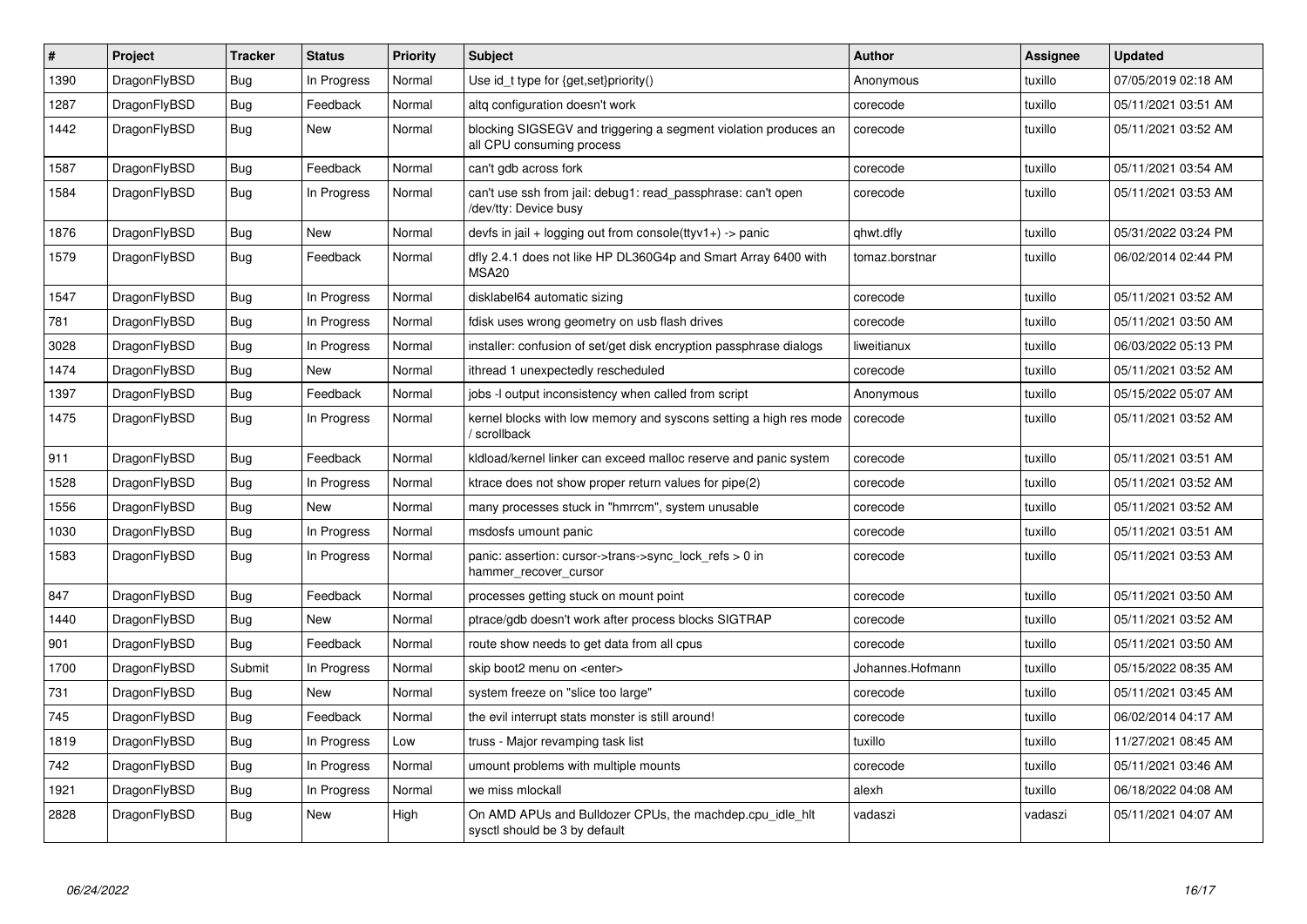| # | Project | Tracker | Status | Priority | Subject | Author | Assignee | Updated |
|---|---|---|---|---|---|---|---|---|
| 1390 | DragonFlyBSD | Bug | In Progress | Normal | Use id_t type for {get,set}priority() | Anonymous | tuxillo | 07/05/2019 02:18 AM |
| 1287 | DragonFlyBSD | Bug | Feedback | Normal | altq configuration doesn't work | corecode | tuxillo | 05/11/2021 03:51 AM |
| 1442 | DragonFlyBSD | Bug | New | Normal | blocking SIGSEGV and triggering a segment violation produces an all CPU consuming process | corecode | tuxillo | 05/11/2021 03:52 AM |
| 1587 | DragonFlyBSD | Bug | Feedback | Normal | can't gdb across fork | corecode | tuxillo | 05/11/2021 03:54 AM |
| 1584 | DragonFlyBSD | Bug | In Progress | Normal | can't use ssh from jail: debug1: read_passphrase: can't open /dev/tty: Device busy | corecode | tuxillo | 05/11/2021 03:53 AM |
| 1876 | DragonFlyBSD | Bug | New | Normal | devfs in jail + logging out from console(ttyv1+) -> panic | qhwt.dfly | tuxillo | 05/31/2022 03:24 PM |
| 1579 | DragonFlyBSD | Bug | Feedback | Normal | dfly 2.4.1 does not like HP DL360G4p and Smart Array 6400 with MSA20 | tomaz.borstnar | tuxillo | 06/02/2014 02:44 PM |
| 1547 | DragonFlyBSD | Bug | In Progress | Normal | disklabel64 automatic sizing | corecode | tuxillo | 05/11/2021 03:52 AM |
| 781 | DragonFlyBSD | Bug | In Progress | Normal | fdisk uses wrong geometry on usb flash drives | corecode | tuxillo | 05/11/2021 03:50 AM |
| 3028 | DragonFlyBSD | Bug | In Progress | Normal | installer: confusion of set/get disk encryption passphrase dialogs | liweitianux | tuxillo | 06/03/2022 05:13 PM |
| 1474 | DragonFlyBSD | Bug | New | Normal | ithread 1 unexpectedly rescheduled | corecode | tuxillo | 05/11/2021 03:52 AM |
| 1397 | DragonFlyBSD | Bug | Feedback | Normal | jobs -l output inconsistency when called from script | Anonymous | tuxillo | 05/15/2022 05:07 AM |
| 1475 | DragonFlyBSD | Bug | In Progress | Normal | kernel blocks with low memory and syscons setting a high res mode / scrollback | corecode | tuxillo | 05/11/2021 03:52 AM |
| 911 | DragonFlyBSD | Bug | Feedback | Normal | kldload/kernel linker can exceed malloc reserve and panic system | corecode | tuxillo | 05/11/2021 03:51 AM |
| 1528 | DragonFlyBSD | Bug | In Progress | Normal | ktrace does not show proper return values for pipe(2) | corecode | tuxillo | 05/11/2021 03:52 AM |
| 1556 | DragonFlyBSD | Bug | New | Normal | many processes stuck in "hmrrcm", system unusable | corecode | tuxillo | 05/11/2021 03:52 AM |
| 1030 | DragonFlyBSD | Bug | In Progress | Normal | msdosfs umount panic | corecode | tuxillo | 05/11/2021 03:51 AM |
| 1583 | DragonFlyBSD | Bug | In Progress | Normal | panic: assertion: cursor->trans->sync_lock_refs > 0 in hammer_recover_cursor | corecode | tuxillo | 05/11/2021 03:53 AM |
| 847 | DragonFlyBSD | Bug | Feedback | Normal | processes getting stuck on mount point | corecode | tuxillo | 05/11/2021 03:50 AM |
| 1440 | DragonFlyBSD | Bug | New | Normal | ptrace/gdb doesn't work after process blocks SIGTRAP | corecode | tuxillo | 05/11/2021 03:52 AM |
| 901 | DragonFlyBSD | Bug | Feedback | Normal | route show needs to get data from all cpus | corecode | tuxillo | 05/11/2021 03:50 AM |
| 1700 | DragonFlyBSD | Submit | In Progress | Normal | skip boot2 menu on <enter> | Johannes.Hofmann | tuxillo | 05/15/2022 08:35 AM |
| 731 | DragonFlyBSD | Bug | New | Normal | system freeze on "slice too large" | corecode | tuxillo | 05/11/2021 03:45 AM |
| 745 | DragonFlyBSD | Bug | Feedback | Normal | the evil interrupt stats monster is still around! | corecode | tuxillo | 06/02/2014 04:17 AM |
| 1819 | DragonFlyBSD | Bug | In Progress | Low | truss - Major revamping task list | tuxillo | tuxillo | 11/27/2021 08:45 AM |
| 742 | DragonFlyBSD | Bug | In Progress | Normal | umount problems with multiple mounts | corecode | tuxillo | 05/11/2021 03:46 AM |
| 1921 | DragonFlyBSD | Bug | In Progress | Normal | we miss mlockall | alexh | tuxillo | 06/18/2022 04:08 AM |
| 2828 | DragonFlyBSD | Bug | New | High | On AMD APUs and Bulldozer CPUs, the machdep.cpu_idle_hlt sysctl should be 3 by default | vadaszi | vadaszi | 05/11/2021 04:07 AM |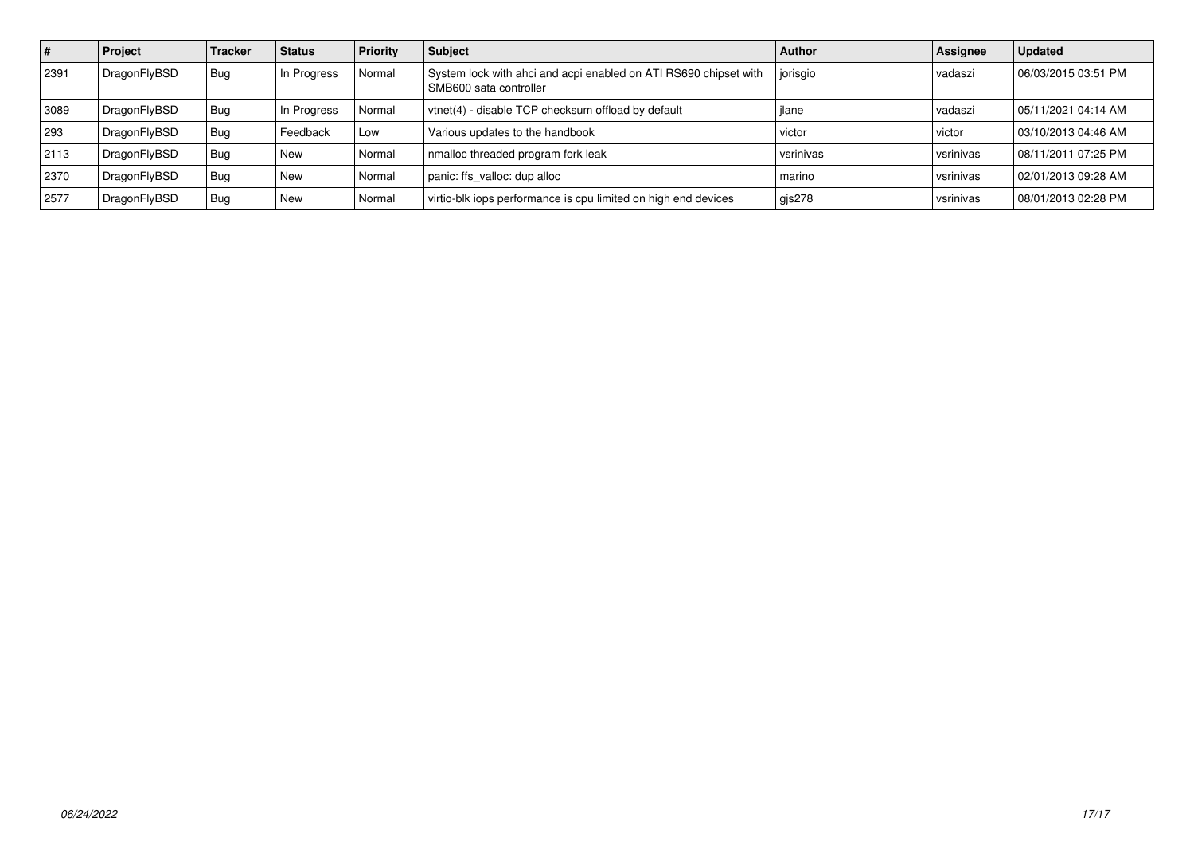| # | Project | Tracker | Status | Priority | Subject | Author | Assignee | Updated |
| --- | --- | --- | --- | --- | --- | --- | --- | --- |
| 2391 | DragonFlyBSD | Bug | In Progress | Normal | System lock with ahci and acpi enabled on ATI RS690 chipset with SMB600 sata controller | jorisgio | vadaszi | 06/03/2015 03:51 PM |
| 3089 | DragonFlyBSD | Bug | In Progress | Normal | vtnet(4) - disable TCP checksum offload by default | jlane | vadaszi | 05/11/2021 04:14 AM |
| 293 | DragonFlyBSD | Bug | Feedback | Low | Various updates to the handbook | victor | victor | 03/10/2013 04:46 AM |
| 2113 | DragonFlyBSD | Bug | New | Normal | nmalloc threaded program fork leak | vsrinivas | vsrinivas | 08/11/2011 07:25 PM |
| 2370 | DragonFlyBSD | Bug | New | Normal | panic: ffs_valloc: dup alloc | marino | vsrinivas | 02/01/2013 09:28 AM |
| 2577 | DragonFlyBSD | Bug | New | Normal | virtio-blk iops performance is cpu limited on high end devices | gjs278 | vsrinivas | 08/01/2013 02:28 PM |